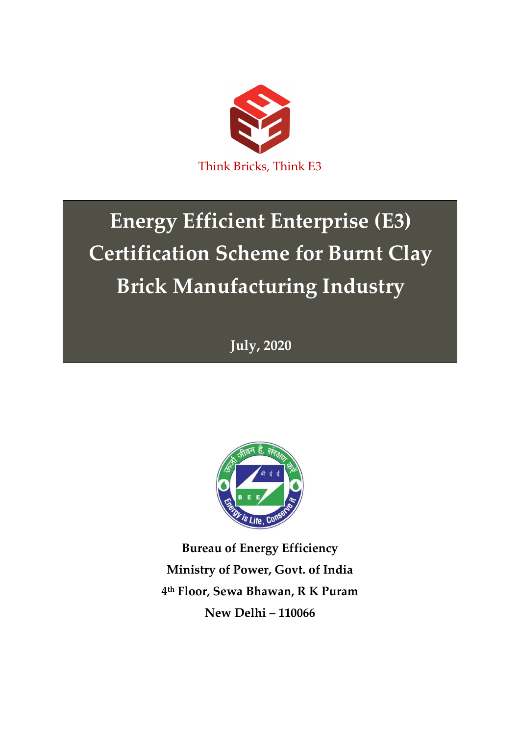Think Bricks, Think E3

# Energy Efficient Enterprise (E3) Certification Scheme for Burnt Clay Brick Manufacturing Industry

**July, 2020**

**Bureau of Energy Efficiency**

**Ministry of Power, Govt. of India**

**4th Floor, Sewa Bhawan, R K Puram**

**New Delhi – 110066**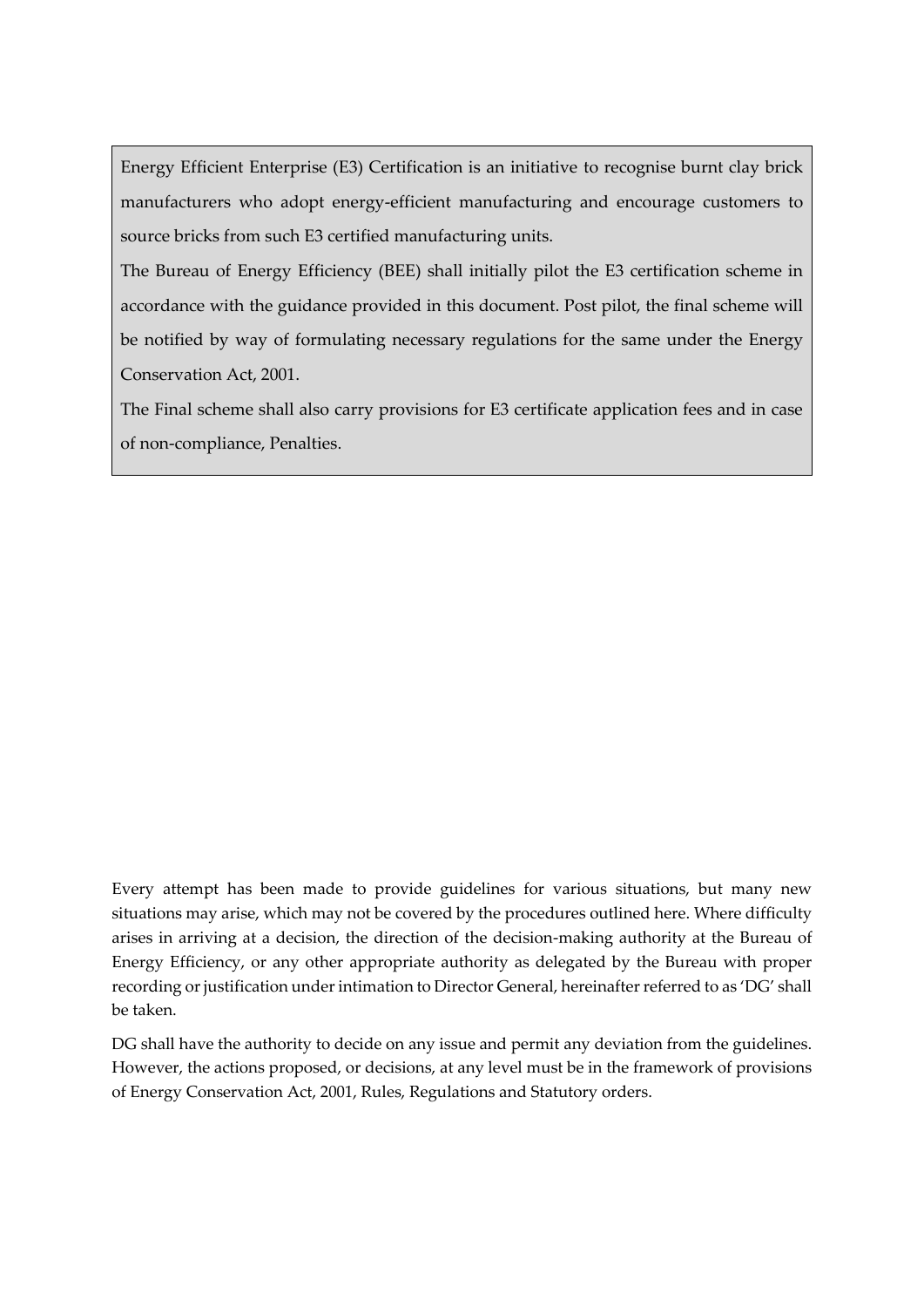Energy Efficient Enterprise (E3) Certification is an initiative to recognise burnt clay brick manufacturers who adopt energy-efficient manufacturing and encourage customers to source bricks from such E3 certified manufacturing units.

The Bureau of Energy Efficiency (BEE) shall initially pilot the E3 certification scheme in accordance with the guidance provided in this document. Post pilot, the final scheme will be notified by way of formulating necessary regulations for the same under the Energy Conservation Act, 2001.

The Final scheme shall also carry provisions for E3 certificate application fees and in case of non-compliance, Penalties.

Every attempt has been made to provide guidelines for various situations, but many new situations may arise, which may not be covered by the procedures outlined here. Where difficulty arises in arriving at a decision, the direction of the decision-making authority at the Bureau of Energy Efficiency, or any other appropriate authority as delegated by the Bureau with proper recording or justification under intimation to Director General, hereinafter referred to as 'DG' shall be taken.

DG shall have the authority to decide on any issue and permit any deviation from the guidelines. However, the actions proposed, or decisions, at any level must be in the framework of provisions of Energy Conservation Act, 2001, Rules, Regulations and Statutory orders.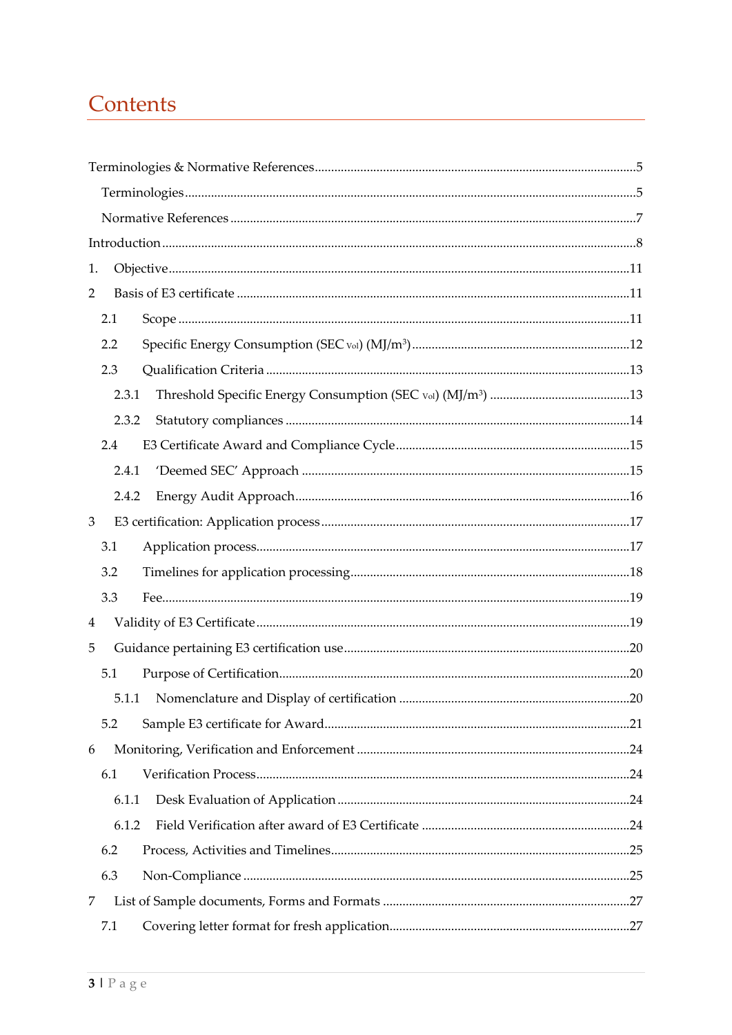# Contents

Terminologies & Normative References ........................................................................................5

Terminologies ........................................................................................................................5

Normative References ...........................................................................................................7

Introduction ..............................................................................................................................8

1. Objective ...........................................................................................................................11

2 Basis of E3 certificate .........................................................................................................11

2.1 Scope ..............................................................................................................................11

2.2 Specific Energy Consumption (SEC $_{Vol}$) (MJ/m$^3$) ..........................................................12

2.3 Qualification Criteria .........................................................................................................13

2.3.1 Threshold Specific Energy Consumption (SEC $_{Vol}$) (MJ/m$^3$) .....................................13

2.3.2 Statutory compliances .....................................................................................................14

2.4 E3 Certificate Award and Compliance Cycle ......................................................................15

2.4.1 'Deemed SEC' Approach .................................................................................................15

2.4.2 Energy Audit Approach ...................................................................................................16

3 E3 certification: Application process .....................................................................................17

3.1 Application process ............................................................................................................17

3.2 Timelines for application processing ..................................................................................18

3.3 Fee ....................................................................................................................................19

4 Validity of E3 Certificate .........................................................................................................19

5 Guidance pertaining E3 certification use ................................................................................20

5.1 Purpose of Certification ......................................................................................................20

5.1.1 Nomenclature and Display of certification .........................................................................20

5.2 Sample E3 certificate for Award ..........................................................................................21

6 Monitoring, Verification and Enforcement ..............................................................................24

6.1 Verification Process ...........................................................................................................24

6.1.1 Desk Evaluation of Application ........................................................................................24

6.1.2 Field Verification after award of E3 Certificate ..................................................................24

6.2 Process, Activities and Timelines ........................................................................................25

6.3 Non-Compliance ................................................................................................................25

7 List of Sample documents, Forms and Formats ......................................................................27

7.1 Covering letter format for fresh application ...........................................................................27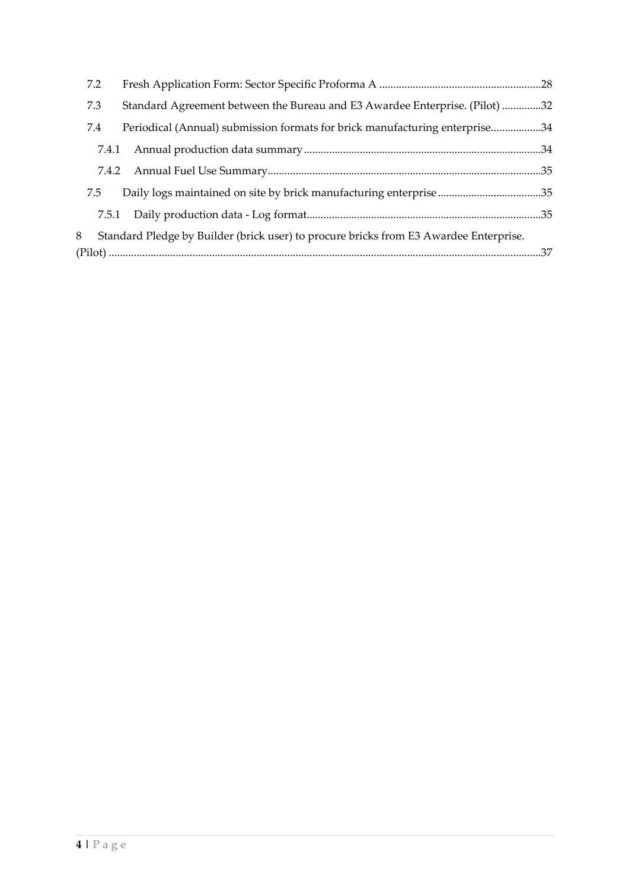7.2 Fresh Application Form: Sector Specific Proforma A ..........................................................28

7.3 Standard Agreement between the Bureau and E3 Awardee Enterprise. (Pilot) ..............32

7.4 Periodical (Annual) submission formats for brick manufacturing enterprise..................34

7.4.1 Annual production data summary .....................................................................................34

7.4.2 Annual Fuel Use Summary..................................................................................................35

7.5 Daily logs maintained on site by brick manufacturing enterprise .....................................35

7.5.1 Daily production data - Log format....................................................................................35

8 Standard Pledge by Builder (brick user) to procure bricks from E3 Awardee Enterprise. (Pilot) ...........................................................................................................................................37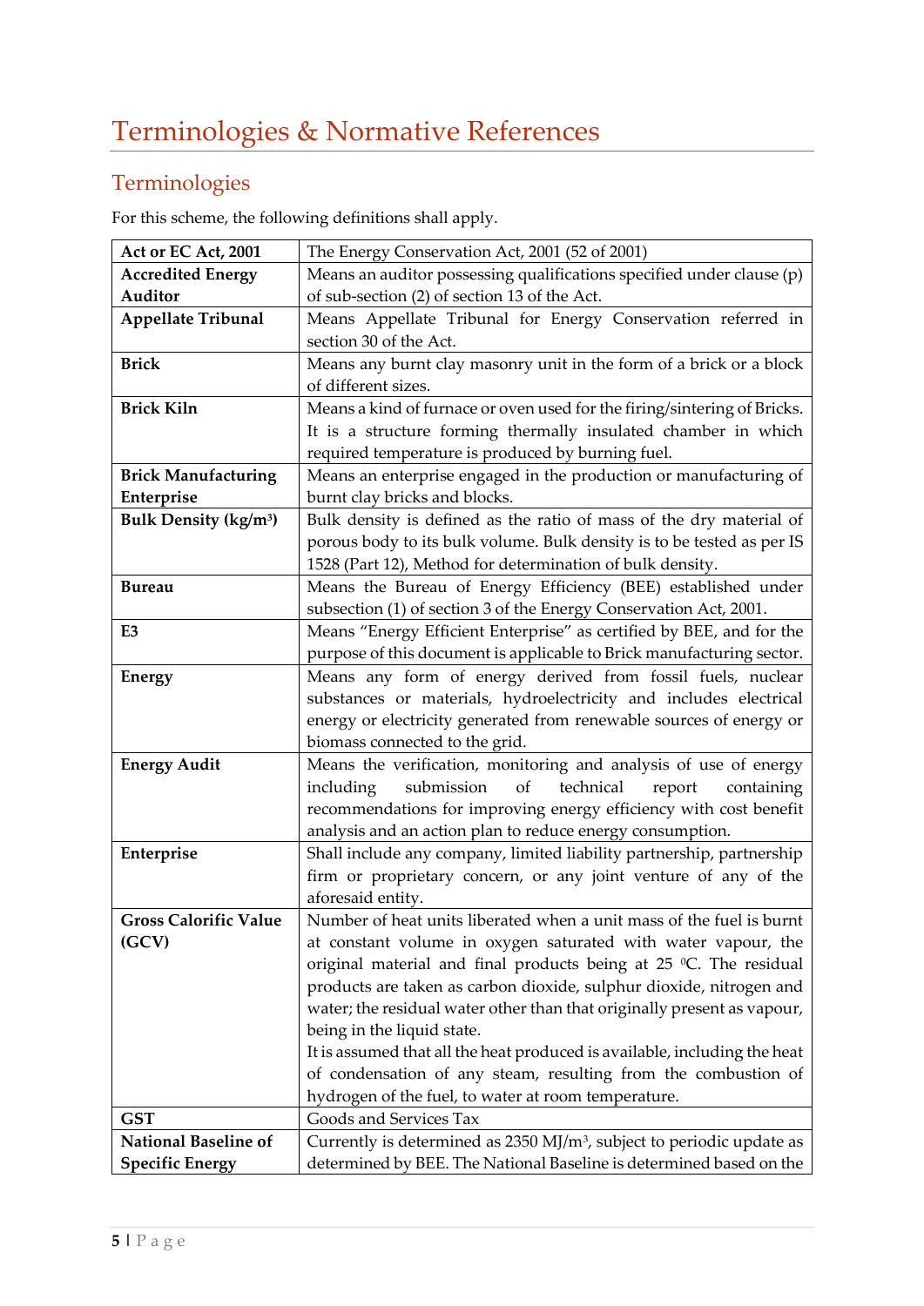# Terminologies & Normative References

## Terminologies

For this scheme, the following definitions shall apply.

| | |
|---|---|
| **Act or EC Act, 2001** | The Energy Conservation Act, 2001 (52 of 2001) |
| **Accredited Energy Auditor** | Means an auditor possessing qualifications specified under clause (p) of sub-section (2) of section 13 of the Act. |
| **Appellate Tribunal** | Means Appellate Tribunal for Energy Conservation referred in section 30 of the Act. |
| **Brick** | Means any burnt clay masonry unit in the form of a brick or a block of different sizes. |
| **Brick Kiln** | Means a kind of furnace or oven used for the firing/sintering of Bricks. It is a structure forming thermally insulated chamber in which required temperature is produced by burning fuel. |
| **Brick Manufacturing Enterprise** | Means an enterprise engaged in the production or manufacturing of burnt clay bricks and blocks. |
| **Bulk Density (kg/m$^3$)** | Bulk density is defined as the ratio of mass of the dry material of porous body to its bulk volume. Bulk density is to be tested as per IS 1528 (Part 12), Method for determination of bulk density. |
| **Bureau** | Means the Bureau of Energy Efficiency (BEE) established under subsection (1) of section 3 of the Energy Conservation Act, 2001. |
| **E3** | Means "Energy Efficient Enterprise" as certified by BEE, and for the purpose of this document is applicable to Brick manufacturing sector. |
| **Energy** | Means any form of energy derived from fossil fuels, nuclear substances or materials, hydroelectricity and includes electrical energy or electricity generated from renewable sources of energy or biomass connected to the grid. |
| **Energy Audit** | Means the verification, monitoring and analysis of use of energy including submission of technical report containing recommendations for improving energy efficiency with cost benefit analysis and an action plan to reduce energy consumption. |
| **Enterprise** | Shall include any company, limited liability partnership, partnership firm or proprietary concern, or any joint venture of any of the aforesaid entity. |
| **Gross Calorific Value (GCV)** | Number of heat units liberated when a unit mass of the fuel is burnt at constant volume in oxygen saturated with water vapour, the original material and final products being at 25 $^0$C. The residual products are taken as carbon dioxide, sulphur dioxide, nitrogen and water; the residual water other than that originally present as vapour, being in the liquid state.<br>It is assumed that all the heat produced is available, including the heat of condensation of any steam, resulting from the combustion of hydrogen of the fuel, to water at room temperature. |
| **GST** | Goods and Services Tax |
| **National Baseline of Specific Energy** | Currently is determined as 2350 MJ/m$^3$, subject to periodic update as determined by BEE. The National Baseline is determined based on the |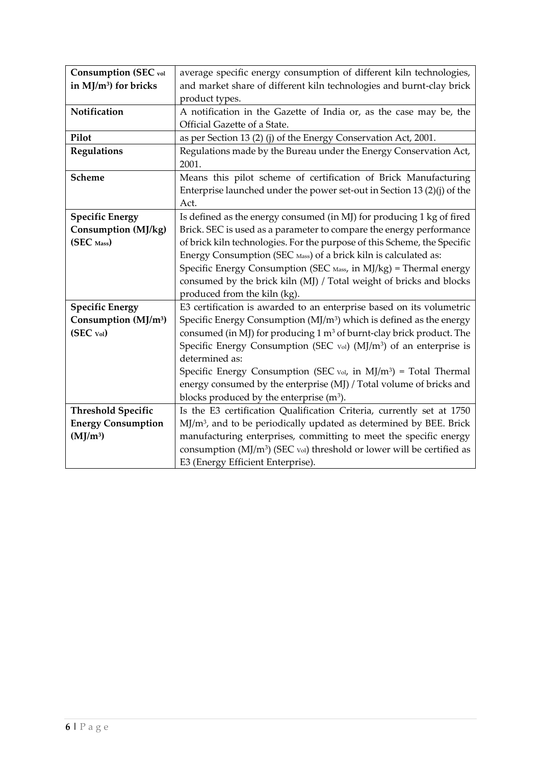| | |
|---|---|
| **Consumption ($SEC_{vol}$ in $MJ/m^3$) for bricks** | average specific energy consumption of different kiln technologies, and market share of different kiln technologies and burnt-clay brick product types. |
| **Notification** | A notification in the Gazette of India or, as the case may be, the Official Gazette of a State. |
| **Pilot** | as per Section 13 (2) (j) of the Energy Conservation Act, 2001. |
| **Regulations** | Regulations made by the Bureau under the Energy Conservation Act, 2001. |
| **Scheme** | Means this pilot scheme of certification of Brick Manufacturing Enterprise launched under the power set-out in Section 13 (2)(j) of the Act. |
| **Specific Energy Consumption (MJ/kg) ($SEC_{Mass}$)** | Is defined as the energy consumed (in MJ) for producing 1 kg of fired Brick. SEC is used as a parameter to compare the energy performance of brick kiln technologies. For the purpose of this Scheme, the Specific Energy Consumption ($SEC_{Mass}$) of a brick kiln is calculated as: Specific Energy Consumption ($SEC_{Mass}$, in MJ/kg) = Thermal energy consumed by the brick kiln (MJ) / Total weight of bricks and blocks produced from the kiln (kg). |
| **Specific Energy Consumption ($MJ/m^3$) ($SEC_{Vol}$)** | E3 certification is awarded to an enterprise based on its volumetric Specific Energy Consumption ($MJ/m^3$) which is defined as the energy consumed (in MJ) for producing 1 $m^3$ of burnt-clay brick product. The Specific Energy Consumption ($SEC_{Vol}$) ($MJ/m^3$) of an enterprise is determined as: Specific Energy Consumption ($SEC_{Vol}$, in $MJ/m^3$) = Total Thermal energy consumed by the enterprise (MJ) / Total volume of bricks and blocks produced by the enterprise ($m^3$). |
| **Threshold Specific Energy Consumption ($MJ/m^3$)** | Is the E3 certification Qualification Criteria, currently set at 1750 $MJ/m^3$, and to be periodically updated as determined by BEE. Brick manufacturing enterprises, committing to meet the specific energy consumption ($MJ/m^3$) ($SEC_{Vol}$) threshold or lower will be certified as E3 (Energy Efficient Enterprise). |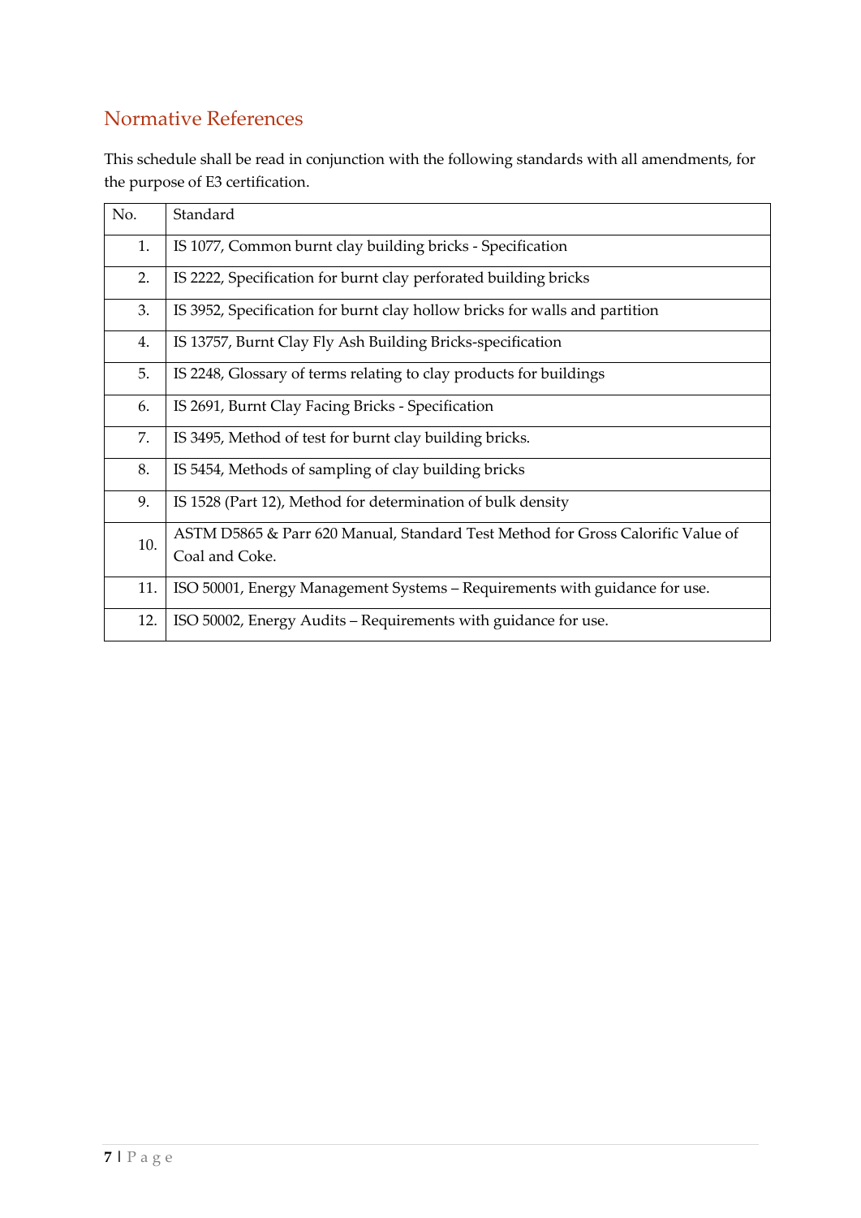## Normative References

This schedule shall be read in conjunction with the following standards with all amendments, for the purpose of E3 certification.

| No. | Standard |
|---|---|
| 1. | IS 1077, Common burnt clay building bricks - Specification |
| 2. | IS 2222, Specification for burnt clay perforated building bricks |
| 3. | IS 3952, Specification for burnt clay hollow bricks for walls and partition |
| 4. | IS 13757, Burnt Clay Fly Ash Building Bricks-specification |
| 5. | IS 2248, Glossary of terms relating to clay products for buildings |
| 6. | IS 2691, Burnt Clay Facing Bricks - Specification |
| 7. | IS 3495, Method of test for burnt clay building bricks. |
| 8. | IS 5454, Methods of sampling of clay building bricks |
| 9. | IS 1528 (Part 12), Method for determination of bulk density |
| 10. | ASTM D5865 & Parr 620 Manual, Standard Test Method for Gross Calorific Value of Coal and Coke. |
| 11. | ISO 50001, Energy Management Systems – Requirements with guidance for use. |
| 12. | ISO 50002, Energy Audits – Requirements with guidance for use. |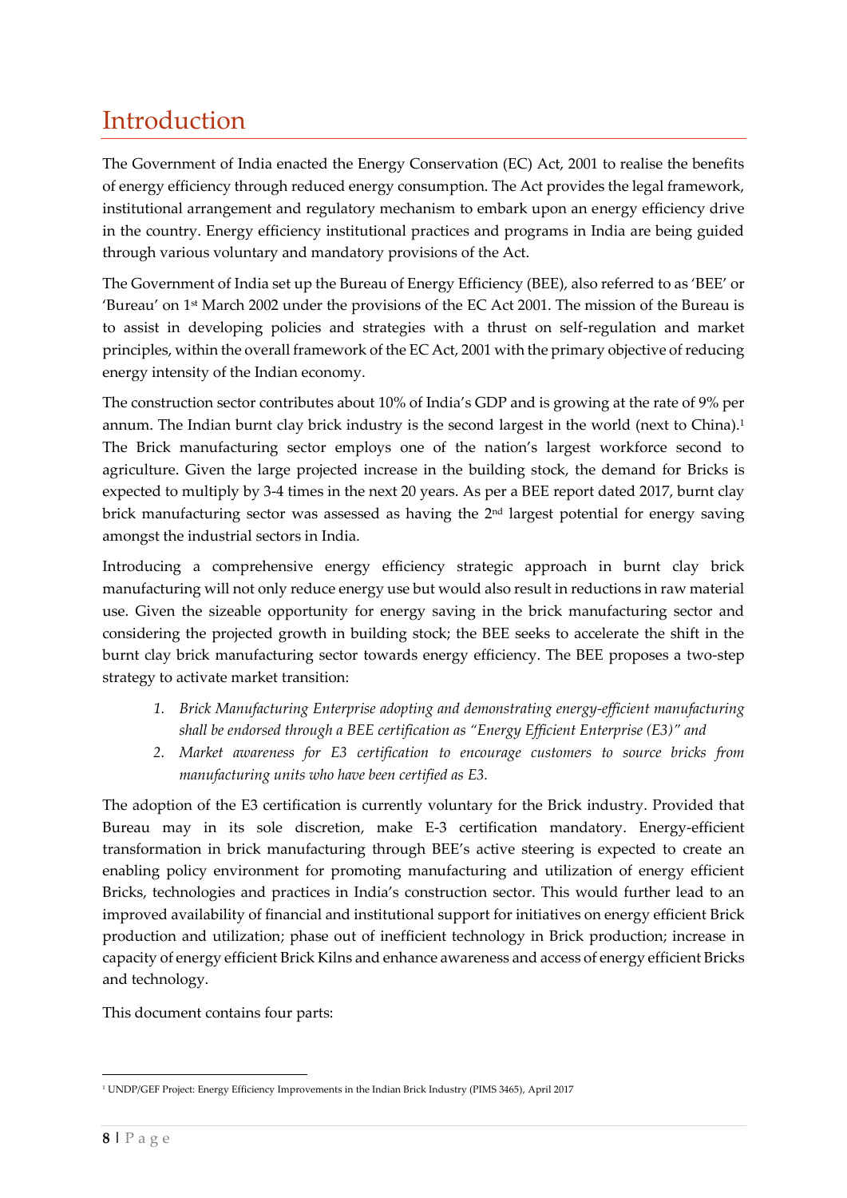# Introduction

The Government of India enacted the Energy Conservation (EC) Act, 2001 to realise the benefits of energy efficiency through reduced energy consumption. The Act provides the legal framework, institutional arrangement and regulatory mechanism to embark upon an energy efficiency drive in the country. Energy efficiency institutional practices and programs in India are being guided through various voluntary and mandatory provisions of the Act.

The Government of India set up the Bureau of Energy Efficiency (BEE), also referred to as 'BEE' or 'Bureau' on 1st March 2002 under the provisions of the EC Act 2001. The mission of the Bureau is to assist in developing policies and strategies with a thrust on self-regulation and market principles, within the overall framework of the EC Act, 2001 with the primary objective of reducing energy intensity of the Indian economy.

The construction sector contributes about 10% of India's GDP and is growing at the rate of 9% per annum. The Indian burnt clay brick industry is the second largest in the world (next to China).[1] The Brick manufacturing sector employs one of the nation's largest workforce second to agriculture. Given the large projected increase in the building stock, the demand for Bricks is expected to multiply by 3-4 times in the next 20 years. As per a BEE report dated 2017, burnt clay brick manufacturing sector was assessed as having the 2nd largest potential for energy saving amongst the industrial sectors in India.

Introducing a comprehensive energy efficiency strategic approach in burnt clay brick manufacturing will not only reduce energy use but would also result in reductions in raw material use. Given the sizeable opportunity for energy saving in the brick manufacturing sector and considering the projected growth in building stock; the BEE seeks to accelerate the shift in the burnt clay brick manufacturing sector towards energy efficiency. The BEE proposes a two-step strategy to activate market transition:

1. *Brick Manufacturing Enterprise adopting and demonstrating energy-efficient manufacturing shall be endorsed through a BEE certification as "Energy Efficient Enterprise (E3)" and*
2. *Market awareness for E3 certification to encourage customers to source bricks from manufacturing units who have been certified as E3.*

The adoption of the E3 certification is currently voluntary for the Brick industry. Provided that Bureau may in its sole discretion, make E-3 certification mandatory. Energy-efficient transformation in brick manufacturing through BEE's active steering is expected to create an enabling policy environment for promoting manufacturing and utilization of energy efficient Bricks, technologies and practices in India's construction sector. This would further lead to an improved availability of financial and institutional support for initiatives on energy efficient Brick production and utilization; phase out of inefficient technology in Brick production; increase in capacity of energy efficient Brick Kilns and enhance awareness and access of energy efficient Bricks and technology.

This document contains four parts:

[1] UNDP/GEF Project: Energy Efficiency Improvements in the Indian Brick Industry (PIMS 3465), April 2017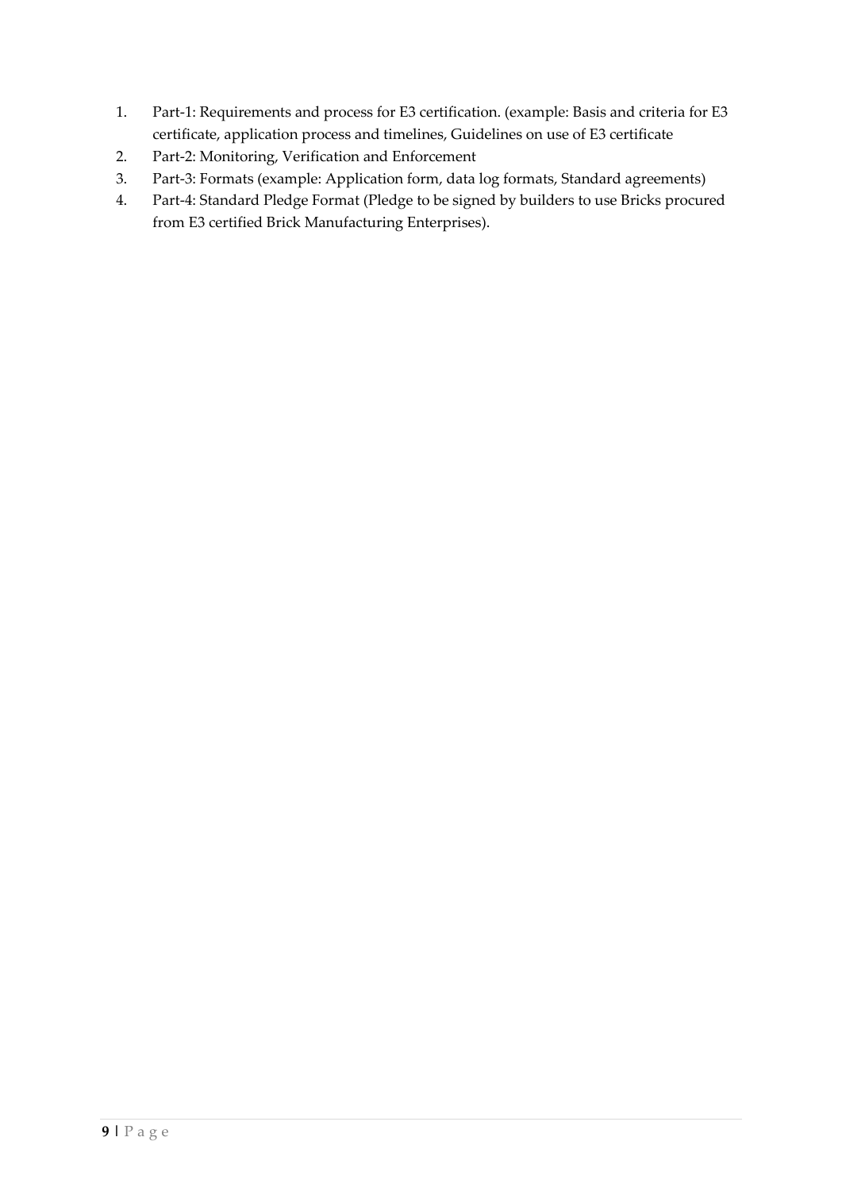1. Part-1: Requirements and process for E3 certification. (example: Basis and criteria for E3 certificate, application process and timelines, Guidelines on use of E3 certificate
2. Part-2: Monitoring, Verification and Enforcement
3. Part-3: Formats (example: Application form, data log formats, Standard agreements)
4. Part-4: Standard Pledge Format (Pledge to be signed by builders to use Bricks procured from E3 certified Brick Manufacturing Enterprises).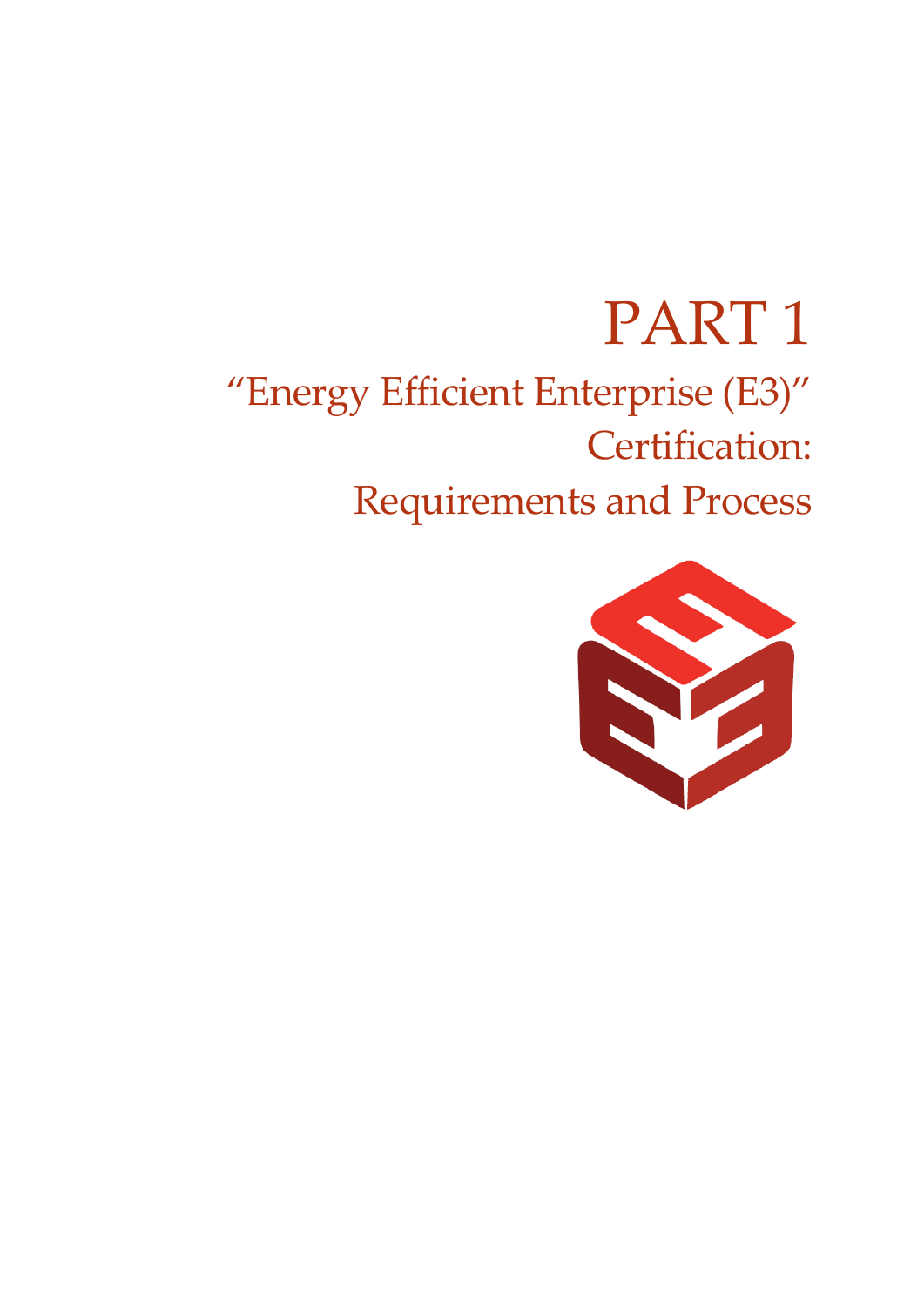# PART 1

## "Energy Efficient Enterprise (E3)" Certification: Requirements and Process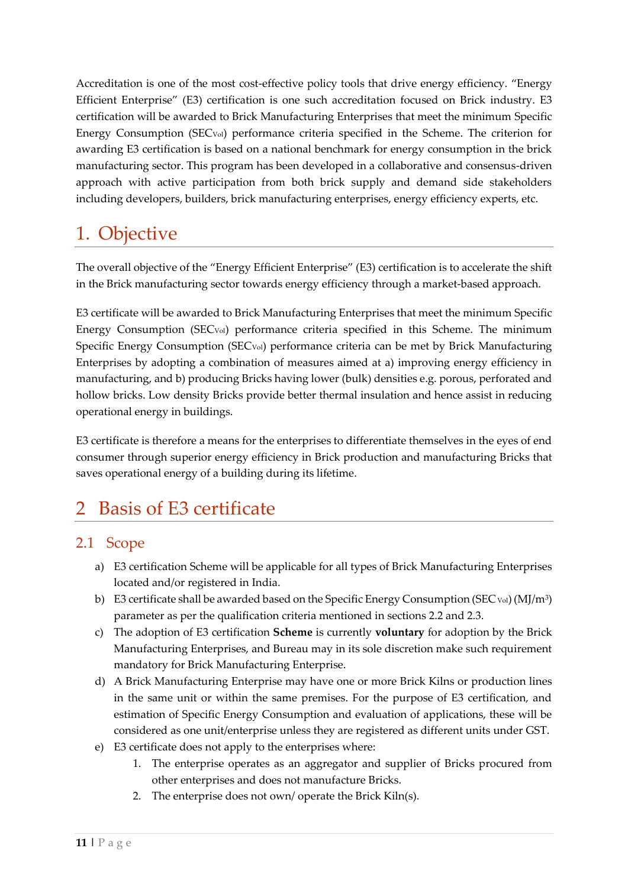Accreditation is one of the most cost-effective policy tools that drive energy efficiency. "Energy Efficient Enterprise" (E3) certification is one such accreditation focused on Brick industry. E3 certification will be awarded to Brick Manufacturing Enterprises that meet the minimum Specific Energy Consumption ($SEC_{Vol}$) performance criteria specified in the Scheme. The criterion for awarding E3 certification is based on a national benchmark for energy consumption in the brick manufacturing sector. This program has been developed in a collaborative and consensus-driven approach with active participation from both brick supply and demand side stakeholders including developers, builders, brick manufacturing enterprises, energy efficiency experts, etc.

# 1. Objective

The overall objective of the "Energy Efficient Enterprise" (E3) certification is to accelerate the shift in the Brick manufacturing sector towards energy efficiency through a market-based approach.

E3 certificate will be awarded to Brick Manufacturing Enterprises that meet the minimum Specific Energy Consumption ($SEC_{Vol}$) performance criteria specified in this Scheme. The minimum Specific Energy Consumption ($SEC_{Vol}$) performance criteria can be met by Brick Manufacturing Enterprises by adopting a combination of measures aimed at a) improving energy efficiency in manufacturing, and b) producing Bricks having lower (bulk) densities e.g. porous, perforated and hollow bricks. Low density Bricks provide better thermal insulation and hence assist in reducing operational energy in buildings.

E3 certificate is therefore a means for the enterprises to differentiate themselves in the eyes of end consumer through superior energy efficiency in Brick production and manufacturing Bricks that saves operational energy of a building during its lifetime.

# 2 Basis of E3 certificate

## 2.1 Scope

a) E3 certification Scheme will be applicable for all types of Brick Manufacturing Enterprises located and/or registered in India.

b) E3 certificate shall be awarded based on the Specific Energy Consumption ($SEC_{Vol}$) ($MJ/m^3$) parameter as per the qualification criteria mentioned in sections 2.2 and 2.3.

c) The adoption of E3 certification **Scheme** is currently **voluntary** for adoption by the Brick Manufacturing Enterprises, and Bureau may in its sole discretion make such requirement mandatory for Brick Manufacturing Enterprise.

d) A Brick Manufacturing Enterprise may have one or more Brick Kilns or production lines in the same unit or within the same premises. For the purpose of E3 certification, and estimation of Specific Energy Consumption and evaluation of applications, these will be considered as one unit/enterprise unless they are registered as different units under GST.

e) E3 certificate does not apply to the enterprises where:

   1. The enterprise operates as an aggregator and supplier of Bricks procured from other enterprises and does not manufacture Bricks.
   2. The enterprise does not own/ operate the Brick Kiln(s).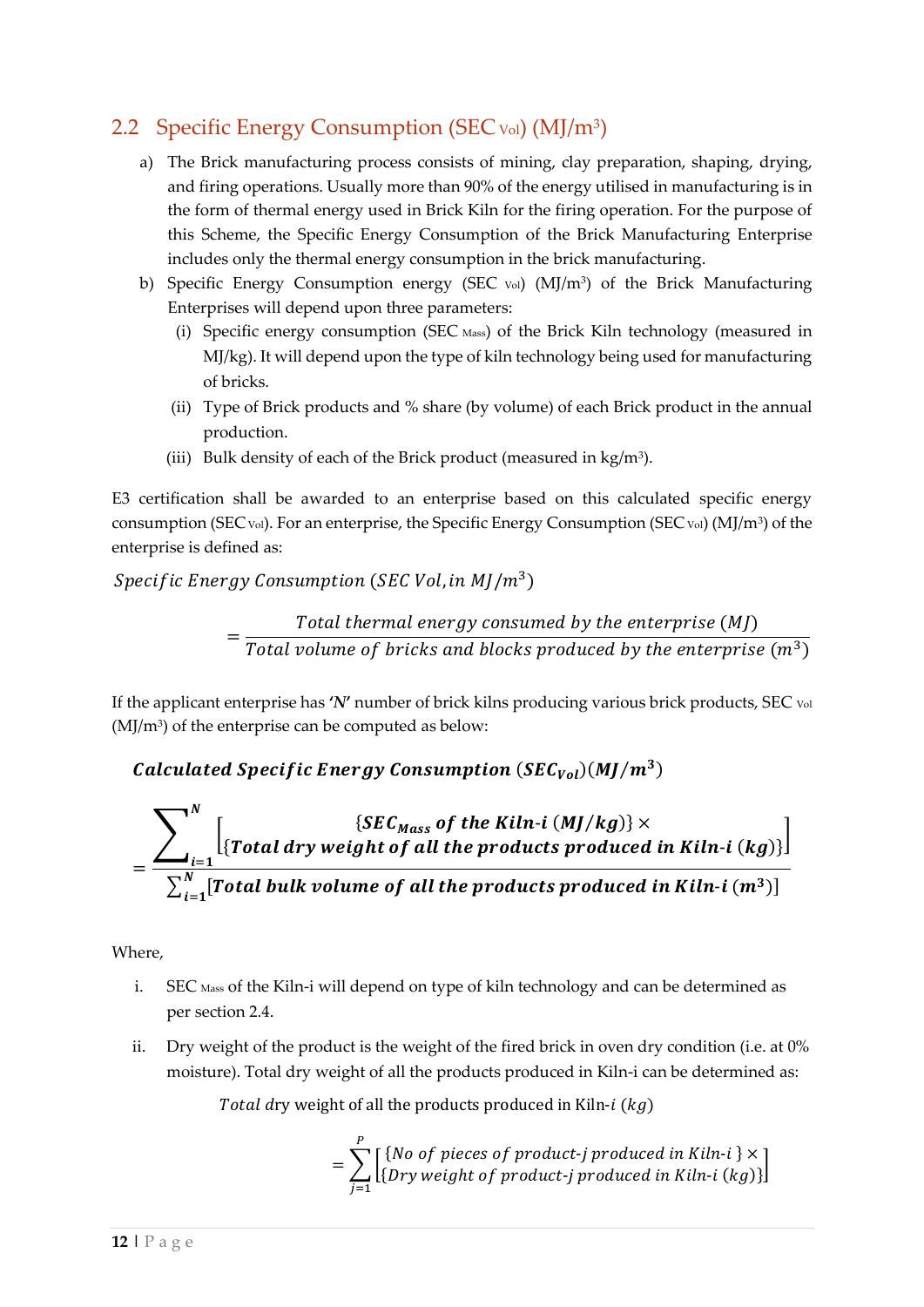## 2.2 Specific Energy Consumption (SEC $_{Vol}$) (MJ/m$^3$)

a) The Brick manufacturing process consists of mining, clay preparation, shaping, drying, and firing operations. Usually more than 90% of the energy utilised in manufacturing is in the form of thermal energy used in Brick Kiln for the firing operation. For the purpose of this Scheme, the Specific Energy Consumption of the Brick Manufacturing Enterprise includes only the thermal energy consumption in the brick manufacturing.

b) Specific Energy Consumption energy (SEC $_{Vol}$) (MJ/m$^3$) of the Brick Manufacturing Enterprises will depend upon three parameters:

   (i) Specific energy consumption (SEC $_{Mass}$) of the Brick Kiln technology (measured in MJ/kg). It will depend upon the type of kiln technology being used for manufacturing of bricks.

   (ii) Type of Brick products and % share (by volume) of each Brick product in the annual production.

   (iii) Bulk density of each of the Brick product (measured in kg/m$^3$).

E3 certification shall be awarded to an enterprise based on this calculated specific energy consumption (SEC $_{Vol}$). For an enterprise, the Specific Energy Consumption (SEC $_{Vol}$) (MJ/m$^3$) of the enterprise is defined as:

$$Specific\ Energy\ Consumption\ (SEC\ Vol, in\ MJ/m^3)$$

$$= \frac{Total\ thermal\ energy\ consumed\ by\ the\ enterprise\ (MJ)}{Total\ volume\ of\ bricks\ and\ blocks\ produced\ by\ the\ enterprise\ (m^3)}$$

If the applicant enterprise has **'N'** number of brick kilns producing various brick products, SEC $_{Vol}$ (MJ/m$^3$) of the enterprise can be computed as below:

$$\boldsymbol{Calculated\ Specific\ Energy\ Consumption\ (SEC_{Vol})(MJ/m^3)}$$

$$= \frac{\sum_{i=1}^{N} \left[ \begin{array}{c} \{\boldsymbol{SEC_{Mass}\ of\ the\ Kiln\text{-}i\ (MJ/kg)}\} \times \\ \{\boldsymbol{Total\ dry\ weight\ of\ all\ the\ products\ produced\ in\ Kiln\text{-}i\ (kg)}\} \end{array} \right]}{\sum_{i=1}^{N} [\boldsymbol{Total\ bulk\ volume\ of\ all\ the\ products\ produced\ in\ Kiln\text{-}i\ (m^3)}]}$$

Where,

i. SEC $_{Mass}$ of the Kiln-i will depend on type of kiln technology and can be determined as per section 2.4.

ii. Dry weight of the product is the weight of the fired brick in oven dry condition (i.e. at 0% moisture). Total dry weight of all the products produced in Kiln-i can be determined as:

$$Total\ \text{dry weight of all the products produced in Kiln-}i\ (kg)$$

$$= \sum_{j=1}^{P} \left[ \begin{array}{c} \{No\ of\ pieces\ of\ product\text{-}j\ produced\ in\ Kiln\text{-}i\ \} \times \\ \{Dry\ weight\ of\ product\text{-}j\ produced\ in\ Kiln\text{-}i\ (kg)\} \end{array} \right]$$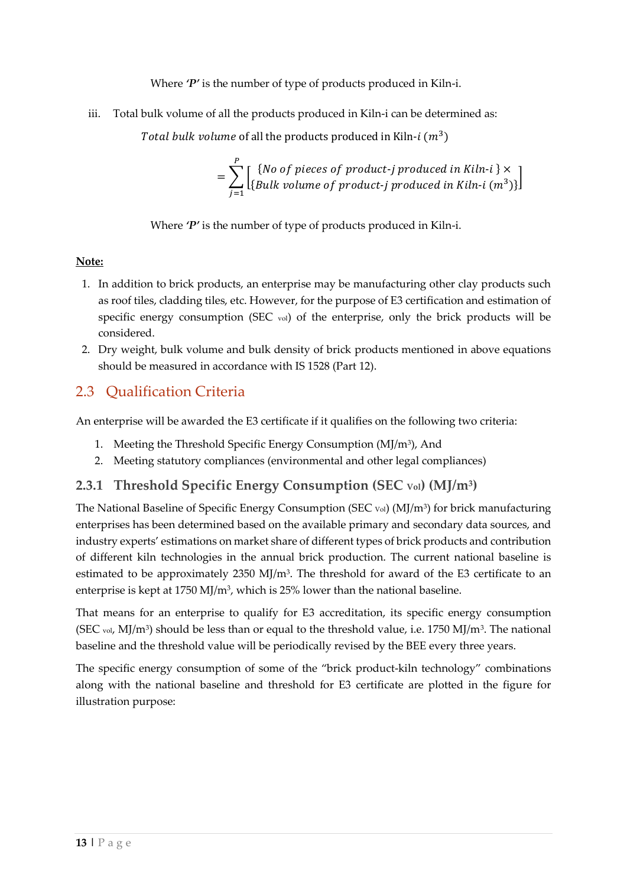Where ***'P'*** is the number of type of products produced in Kiln-i.

iii. Total bulk volume of all the products produced in Kiln-i can be determined as:

$$\textit{Total bulk volume} \text{ of all the products produced in Kiln-}i\ (m^3)$$

$$= \sum_{j=1}^{P} \left[ \begin{array}{c} \{\textit{No of pieces of product-j produced in Kiln-i}\} \times \\ \{\textit{Bulk volume of product-j produced in Kiln-i}\ (m^3)\} \end{array} \right]$$

Where ***'P'*** is the number of type of products produced in Kiln-i.

**Note:**

1. In addition to brick products, an enterprise may be manufacturing other clay products such as roof tiles, cladding tiles, etc. However, for the purpose of E3 certification and estimation of specific energy consumption ($SEC_{vol}$) of the enterprise, only the brick products will be considered.
2. Dry weight, bulk volume and bulk density of brick products mentioned in above equations should be measured in accordance with IS 1528 (Part 12).

## 2.3 Qualification Criteria

An enterprise will be awarded the E3 certificate if it qualifies on the following two criteria:

1. Meeting the Threshold Specific Energy Consumption (MJ/m³), And
2. Meeting statutory compliances (environmental and other legal compliances)

### 2.3.1 Threshold Specific Energy Consumption ($SEC_{Vol}$) (MJ/m³)

The National Baseline of Specific Energy Consumption ($SEC_{Vol}$) (MJ/m³) for brick manufacturing enterprises has been determined based on the available primary and secondary data sources, and industry experts' estimations on market share of different types of brick products and contribution of different kiln technologies in the annual brick production. The current national baseline is estimated to be approximately 2350 MJ/m³. The threshold for award of the E3 certificate to an enterprise is kept at 1750 MJ/m³, which is 25% lower than the national baseline.

That means for an enterprise to qualify for E3 accreditation, its specific energy consumption ($SEC_{vol}$, MJ/m³) should be less than or equal to the threshold value, i.e. 1750 MJ/m³. The national baseline and the threshold value will be periodically revised by the BEE every three years.

The specific energy consumption of some of the "brick product-kiln technology" combinations along with the national baseline and threshold for E3 certificate are plotted in the figure for illustration purpose: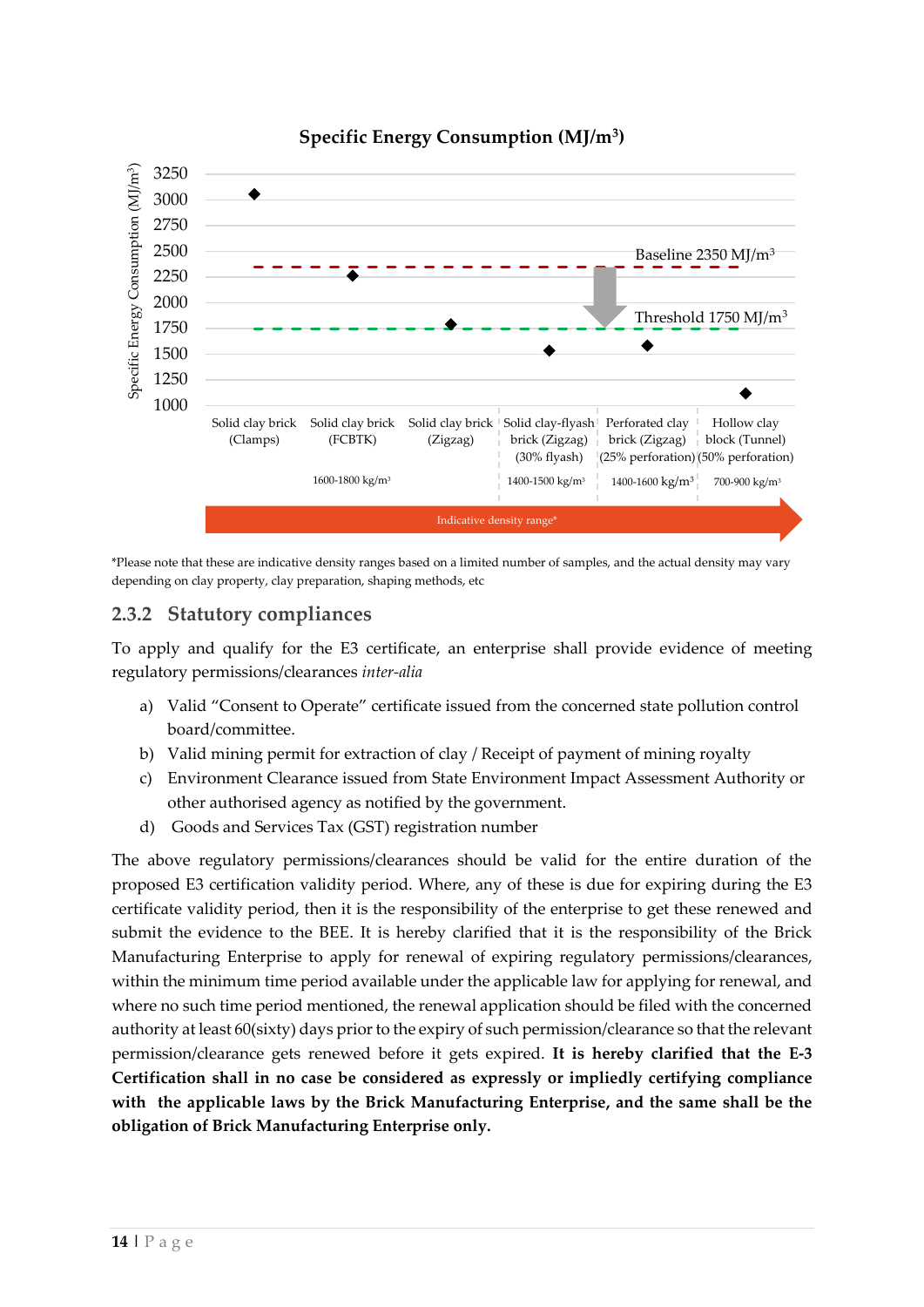**Specific Energy Consumption (MJ/m³)**

Specific Energy Consumption (MJ/m³)

3250
3000
2750
2500
2250
2000
1750
1500
1250
1000

Baseline 2350 MJ/m³

Threshold 1750 MJ/m³

| Solid clay brick (Clamps) | Solid clay brick (FCBTK) | Solid clay brick (Zigzag) | Solid clay-flyash brick (Zigzag) (30% flyash) | Perforated clay brick (Zigzag) (25% perforation) | Hollow clay block (Tunnel) (50% perforation) |
|---|---|---|---|---|---|
| 1600-1800 kg/m³ | | | 1400-1500 kg/m³ | 1400-1600 kg/m³ | 700-900 kg/m³ |

Indicative density range*

*Please note that these are indicative density ranges based on a limited number of samples, and the actual density may vary depending on clay property, clay preparation, shaping methods, etc

### 2.3.2 Statutory compliances

To apply and qualify for the E3 certificate, an enterprise shall provide evidence of meeting regulatory permissions/clearances *inter-alia*

a) Valid "Consent to Operate" certificate issued from the concerned state pollution control board/committee.
b) Valid mining permit for extraction of clay / Receipt of payment of mining royalty
c) Environment Clearance issued from State Environment Impact Assessment Authority or other authorised agency as notified by the government.
d) Goods and Services Tax (GST) registration number

The above regulatory permissions/clearances should be valid for the entire duration of the proposed E3 certification validity period. Where, any of these is due for expiring during the E3 certificate validity period, then it is the responsibility of the enterprise to get these renewed and submit the evidence to the BEE. It is hereby clarified that it is the responsibility of the Brick Manufacturing Enterprise to apply for renewal of expiring regulatory permissions/clearances, within the minimum time period available under the applicable law for applying for renewal, and where no such time period mentioned, the renewal application should be filed with the concerned authority at least 60(sixty) days prior to the expiry of such permission/clearance so that the relevant permission/clearance gets renewed before it gets expired. **It is hereby clarified that the E-3 Certification shall in no case be considered as expressly or impliedly certifying compliance with the applicable laws by the Brick Manufacturing Enterprise, and the same shall be the obligation of Brick Manufacturing Enterprise only.**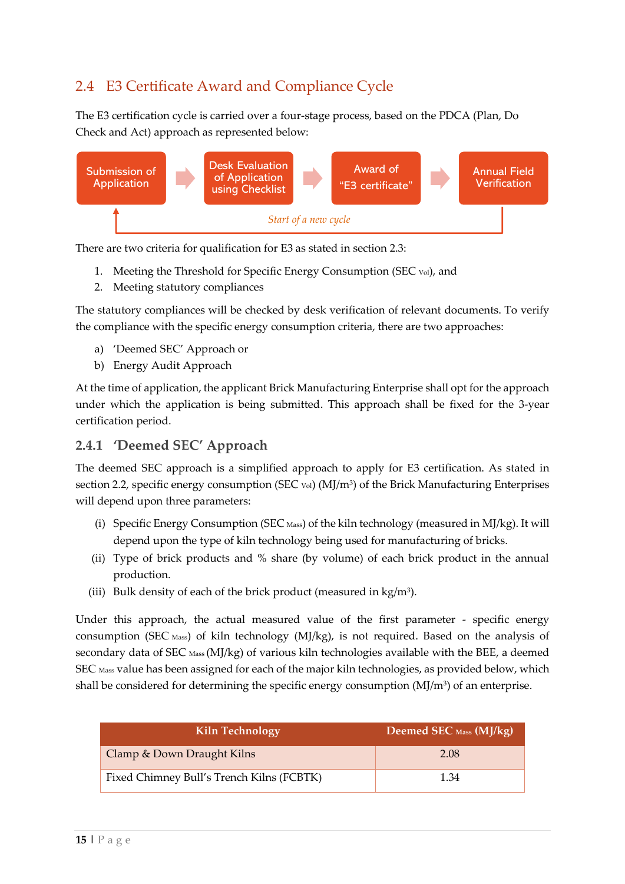## 2.4 E3 Certificate Award and Compliance Cycle

The E3 certification cycle is carried over a four-stage process, based on the PDCA (Plan, Do Check and Act) approach as represented below:

Submission of Application → Desk Evaluation of Application using Checklist → Award of "E3 certificate" → Annual Field Verification

*Start of a new cycle*

There are two criteria for qualification for E3 as stated in section 2.3:

1. Meeting the Threshold for Specific Energy Consumption ($SEC_{Vol}$), and
2. Meeting statutory compliances

The statutory compliances will be checked by desk verification of relevant documents. To verify the compliance with the specific energy consumption criteria, there are two approaches:

a) 'Deemed SEC' Approach or
b) Energy Audit Approach

At the time of application, the applicant Brick Manufacturing Enterprise shall opt for the approach under which the application is being submitted. This approach shall be fixed for the 3-year certification period.

### 2.4.1 'Deemed SEC' Approach

The deemed SEC approach is a simplified approach to apply for E3 certification. As stated in section 2.2, specific energy consumption ($SEC_{Vol}$) ($MJ/m^3$) of the Brick Manufacturing Enterprises will depend upon three parameters:

(i) Specific Energy Consumption ($SEC_{Mass}$) of the kiln technology (measured in MJ/kg). It will depend upon the type of kiln technology being used for manufacturing of bricks.
(ii) Type of brick products and % share (by volume) of each brick product in the annual production.
(iii) Bulk density of each of the brick product (measured in $kg/m^3$).

Under this approach, the actual measured value of the first parameter - specific energy consumption ($SEC_{Mass}$) of kiln technology (MJ/kg), is not required. Based on the analysis of secondary data of $SEC_{Mass}$ (MJ/kg) of various kiln technologies available with the BEE, a deemed $SEC_{Mass}$ value has been assigned for each of the major kiln technologies, as provided below, which shall be considered for determining the specific energy consumption ($MJ/m^3$) of an enterprise.

| Kiln Technology | Deemed $SEC_{Mass}$ (MJ/kg) |
|---|---|
| Clamp & Down Draught Kilns | 2.08 |
| Fixed Chimney Bull's Trench Kilns (FCBTK) | 1.34 |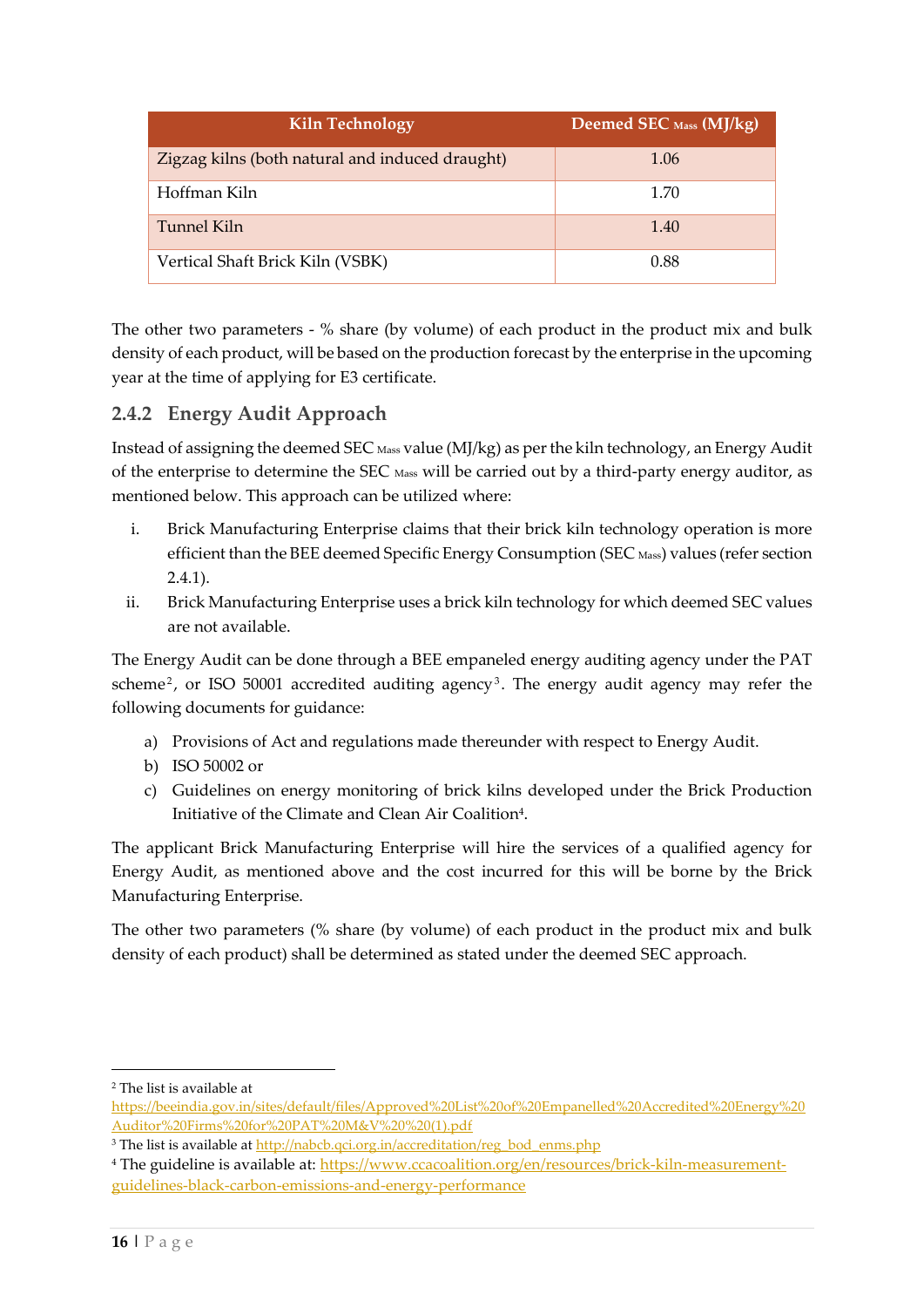| Kiln Technology | Deemed SEC $_{Mass}$ (MJ/kg) |
|---|---|
| Zigzag kilns (both natural and induced draught) | 1.06 |
| Hoffman Kiln | 1.70 |
| Tunnel Kiln | 1.40 |
| Vertical Shaft Brick Kiln (VSBK) | 0.88 |

The other two parameters - % share (by volume) of each product in the product mix and bulk density of each product, will be based on the production forecast by the enterprise in the upcoming year at the time of applying for E3 certificate.

### 2.4.2 Energy Audit Approach

Instead of assigning the deemed SEC $_{Mass}$ value (MJ/kg) as per the kiln technology, an Energy Audit of the enterprise to determine the SEC $_{Mass}$ will be carried out by a third-party energy auditor, as mentioned below. This approach can be utilized where:

i. Brick Manufacturing Enterprise claims that their brick kiln technology operation is more efficient than the BEE deemed Specific Energy Consumption (SEC $_{Mass}$) values (refer section 2.4.1).

ii. Brick Manufacturing Enterprise uses a brick kiln technology for which deemed SEC values are not available.

The Energy Audit can be done through a BEE empaneled energy auditing agency under the PAT scheme[2], or ISO 50001 accredited auditing agency[3]. The energy audit agency may refer the following documents for guidance:

a) Provisions of Act and regulations made thereunder with respect to Energy Audit.
b) ISO 50002 or
c) Guidelines on energy monitoring of brick kilns developed under the Brick Production Initiative of the Climate and Clean Air Coalition[4].

The applicant Brick Manufacturing Enterprise will hire the services of a qualified agency for Energy Audit, as mentioned above and the cost incurred for this will be borne by the Brick Manufacturing Enterprise.

The other two parameters (% share (by volume) of each product in the product mix and bulk density of each product) shall be determined as stated under the deemed SEC approach.

---

[2] The list is available at https://beeindia.gov.in/sites/default/files/Approved%20List%20of%20Empanelled%20Accredited%20Energy%20Auditor%20Firms%20for%20PAT%20M&V%20%20(1).pdf

[3] The list is available at http://nabcb.qci.org.in/accreditation/reg_bod_enms.php

[4] The guideline is available at: https://www.ccacoalition.org/en/resources/brick-kiln-measurement-guidelines-black-carbon-emissions-and-energy-performance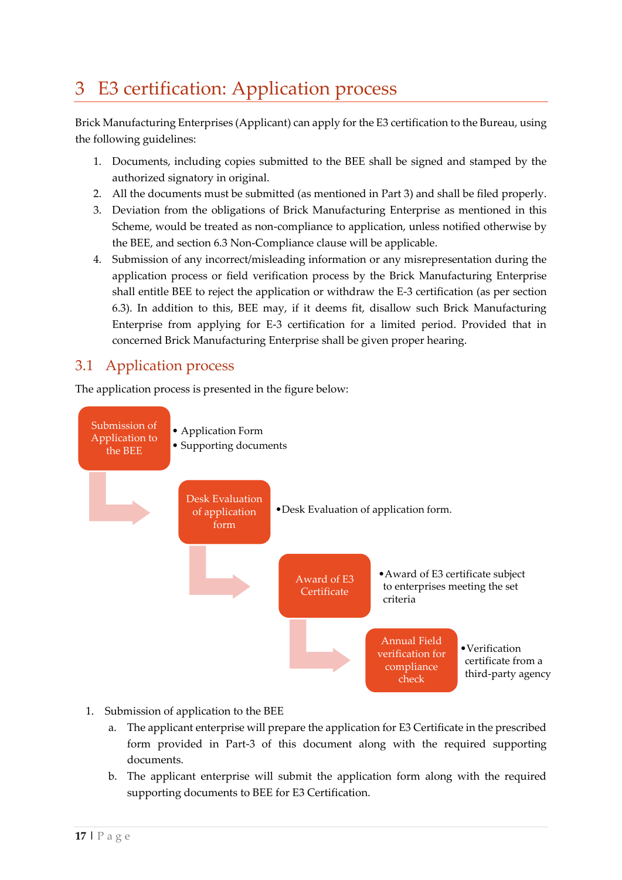# 3 E3 certification: Application process

Brick Manufacturing Enterprises (Applicant) can apply for the E3 certification to the Bureau, using the following guidelines:

1. Documents, including copies submitted to the BEE shall be signed and stamped by the authorized signatory in original.
2. All the documents must be submitted (as mentioned in Part 3) and shall be filed properly.
3. Deviation from the obligations of Brick Manufacturing Enterprise as mentioned in this Scheme, would be treated as non-compliance to application, unless notified otherwise by the BEE, and section 6.3 Non-Compliance clause will be applicable.
4. Submission of any incorrect/misleading information or any misrepresentation during the application process or field verification process by the Brick Manufacturing Enterprise shall entitle BEE to reject the application or withdraw the E-3 certification (as per section 6.3). In addition to this, BEE may, if it deems fit, disallow such Brick Manufacturing Enterprise from applying for E-3 certification for a limited period. Provided that in concerned Brick Manufacturing Enterprise shall be given proper hearing.

## 3.1 Application process

The application process is presented in the figure below:

- **Submission of Application to the BEE**
  - Application Form
  - Supporting documents
- **Desk Evaluation of application form**
  - Desk Evaluation of application form.
- **Award of E3 Certificate**
  - Award of E3 certificate subject to enterprises meeting the set criteria
- **Annual Field verification for compliance check**
  - Verification certificate from a third-party agency

1. Submission of application to the BEE
   a. The applicant enterprise will prepare the application for E3 Certificate in the prescribed form provided in Part-3 of this document along with the required supporting documents.
   b. The applicant enterprise will submit the application form along with the required supporting documents to BEE for E3 Certification.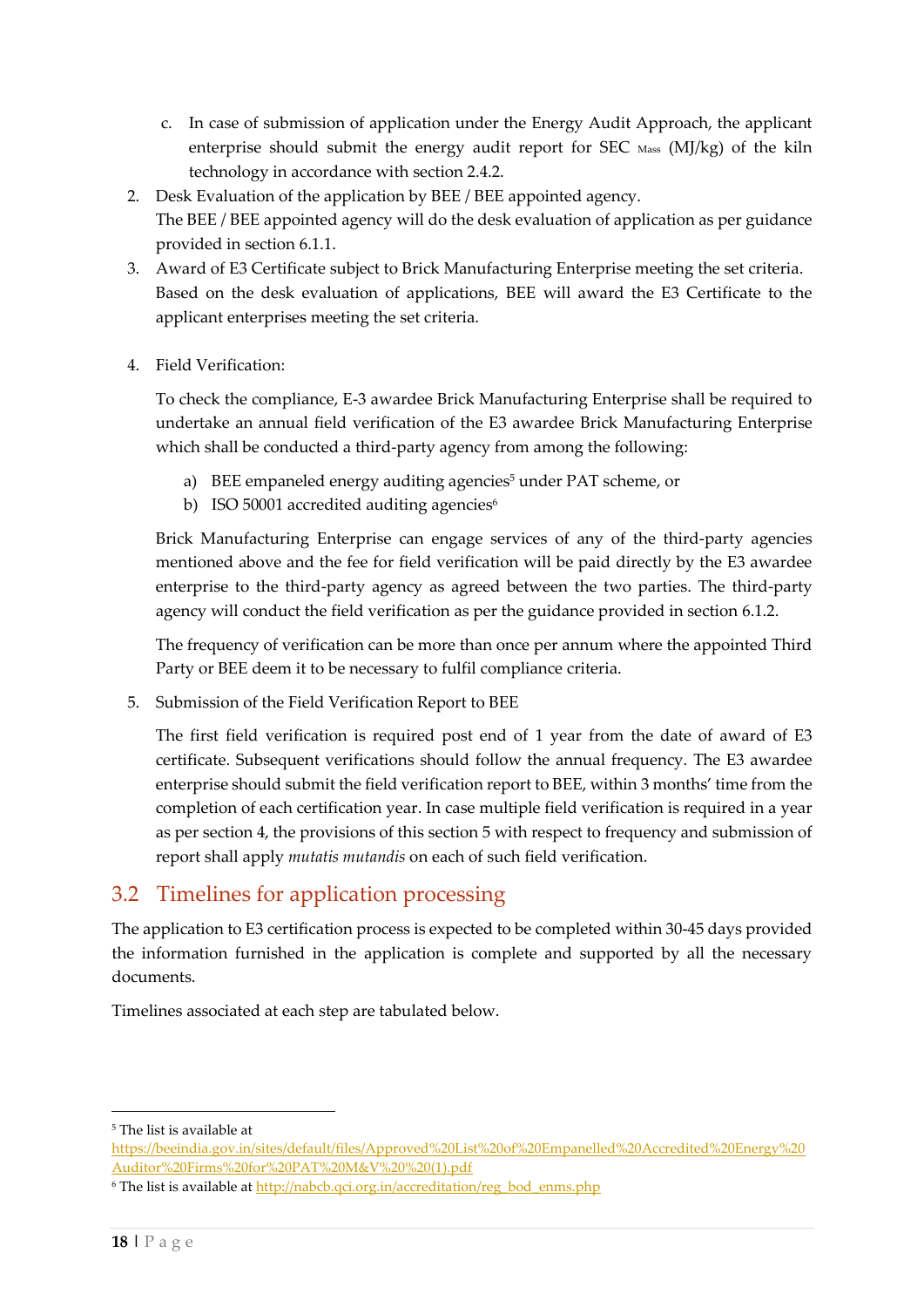c. In case of submission of application under the Energy Audit Approach, the applicant enterprise should submit the energy audit report for SEC $_{Mass}$ (MJ/kg) of the kiln technology in accordance with section 2.4.2.

2. Desk Evaluation of the application by BEE / BEE appointed agency.
   The BEE / BEE appointed agency will do the desk evaluation of application as per guidance provided in section 6.1.1.
3. Award of E3 Certificate subject to Brick Manufacturing Enterprise meeting the set criteria.
   Based on the desk evaluation of applications, BEE will award the E3 Certificate to the applicant enterprises meeting the set criteria.
4. Field Verification:

   To check the compliance, E-3 awardee Brick Manufacturing Enterprise shall be required to undertake an annual field verification of the E3 awardee Brick Manufacturing Enterprise which shall be conducted a third-party agency from among the following:

   a) BEE empaneled energy auditing agencies[5] under PAT scheme, or
   b) ISO 50001 accredited auditing agencies[6]

   Brick Manufacturing Enterprise can engage services of any of the third-party agencies mentioned above and the fee for field verification will be paid directly by the E3 awardee enterprise to the third-party agency as agreed between the two parties. The third-party agency will conduct the field verification as per the guidance provided in section 6.1.2.

   The frequency of verification can be more than once per annum where the appointed Third Party or BEE deem it to be necessary to fulfil compliance criteria.

5. Submission of the Field Verification Report to BEE

   The first field verification is required post end of 1 year from the date of award of E3 certificate. Subsequent verifications should follow the annual frequency. The E3 awardee enterprise should submit the field verification report to BEE, within 3 months' time from the completion of each certification year. In case multiple field verification is required in a year as per section 4, the provisions of this section 5 with respect to frequency and submission of report shall apply *mutatis mutandis* on each of such field verification.

## 3.2 Timelines for application processing

The application to E3 certification process is expected to be completed within 30-45 days provided the information furnished in the application is complete and supported by all the necessary documents.

Timelines associated at each step are tabulated below.

---

[5] The list is available at https://beeindia.gov.in/sites/default/files/Approved%20List%20of%20Empanelled%20Accredited%20Energy%20Auditor%20Firms%20for%20PAT%20M&V%20%20(1).pdf

[6] The list is available at http://nabcb.qci.org.in/accreditation/reg_bod_enms.php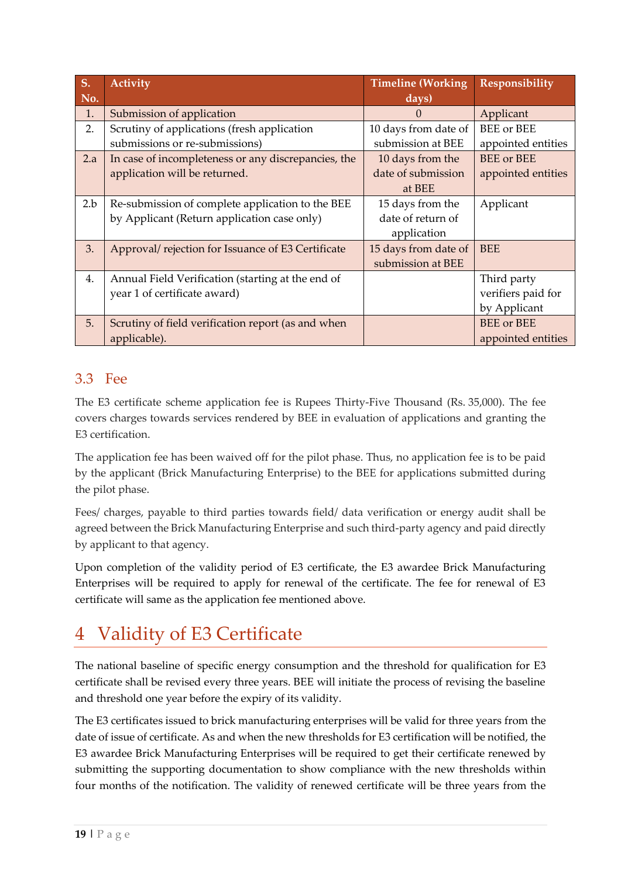| S. No. | Activity | Timeline (Working days) | Responsibility |
|---|---|---|---|
| 1. | Submission of application | 0 | Applicant |
| 2. | Scrutiny of applications (fresh application submissions or re-submissions) | 10 days from date of submission at BEE | BEE or BEE appointed entities |
| 2.a | In case of incompleteness or any discrepancies, the application will be returned. | 10 days from the date of submission at BEE | BEE or BEE appointed entities |
| 2.b | Re-submission of complete application to the BEE by Applicant (Return application case only) | 15 days from the date of return of application | Applicant |
| 3. | Approval/ rejection for Issuance of E3 Certificate | 15 days from date of submission at BEE | BEE |
| 4. | Annual Field Verification (starting at the end of year 1 of certificate award) | | Third party verifiers paid for by Applicant |
| 5. | Scrutiny of field verification report (as and when applicable). | | BEE or BEE appointed entities |

## 3.3 Fee

The E3 certificate scheme application fee is Rupees Thirty-Five Thousand (Rs. 35,000). The fee covers charges towards services rendered by BEE in evaluation of applications and granting the E3 certification.

The application fee has been waived off for the pilot phase. Thus, no application fee is to be paid by the applicant (Brick Manufacturing Enterprise) to the BEE for applications submitted during the pilot phase.

Fees/ charges, payable to third parties towards field/ data verification or energy audit shall be agreed between the Brick Manufacturing Enterprise and such third-party agency and paid directly by applicant to that agency.

Upon completion of the validity period of E3 certificate, the E3 awardee Brick Manufacturing Enterprises will be required to apply for renewal of the certificate. The fee for renewal of E3 certificate will same as the application fee mentioned above.

# 4 Validity of E3 Certificate

The national baseline of specific energy consumption and the threshold for qualification for E3 certificate shall be revised every three years. BEE will initiate the process of revising the baseline and threshold one year before the expiry of its validity.

The E3 certificates issued to brick manufacturing enterprises will be valid for three years from the date of issue of certificate. As and when the new thresholds for E3 certification will be notified, the E3 awardee Brick Manufacturing Enterprises will be required to get their certificate renewed by submitting the supporting documentation to show compliance with the new thresholds within four months of the notification. The validity of renewed certificate will be three years from the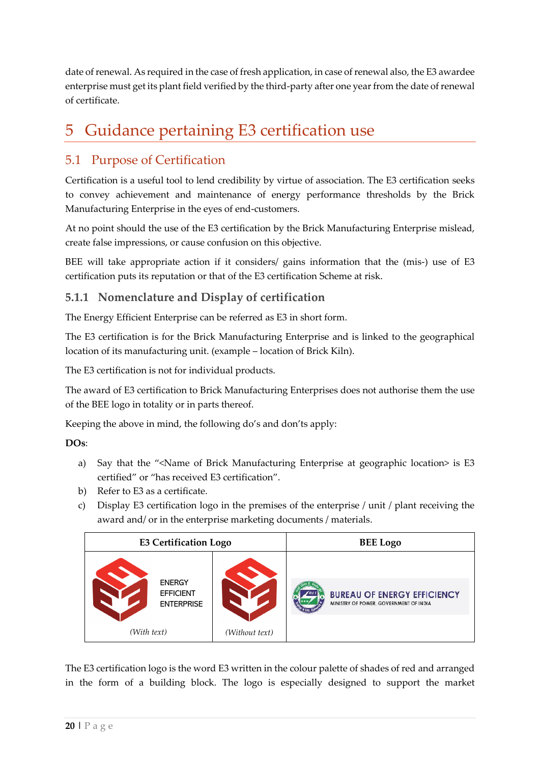date of renewal. As required in the case of fresh application, in case of renewal also, the E3 awardee enterprise must get its plant field verified by the third-party after one year from the date of renewal of certificate.

# 5 Guidance pertaining E3 certification use

## 5.1 Purpose of Certification

Certification is a useful tool to lend credibility by virtue of association. The E3 certification seeks to convey achievement and maintenance of energy performance thresholds by the Brick Manufacturing Enterprise in the eyes of end-customers.

At no point should the use of the E3 certification by the Brick Manufacturing Enterprise mislead, create false impressions, or cause confusion on this objective.

BEE will take appropriate action if it considers/ gains information that the (mis-) use of E3 certification puts its reputation or that of the E3 certification Scheme at risk.

### 5.1.1 Nomenclature and Display of certification

The Energy Efficient Enterprise can be referred as E3 in short form.

The E3 certification is for the Brick Manufacturing Enterprise and is linked to the geographical location of its manufacturing unit. (example – location of Brick Kiln).

The E3 certification is not for individual products.

The award of E3 certification to Brick Manufacturing Enterprises does not authorise them the use of the BEE logo in totality or in parts thereof.

Keeping the above in mind, the following do's and don'ts apply:

**DOs**:

a) Say that the "<Name of Brick Manufacturing Enterprise at geographic location> is E3 certified" or "has received E3 certification".
b) Refer to E3 as a certificate.
c) Display E3 certification logo in the premises of the enterprise / unit / plant receiving the award and/ or in the enterprise marketing documents / materials.

| E3 Certification Logo | | BEE Logo |
|---|---|---|
| ENERGY EFFICIENT ENTERPRISE<br>*(With text)* | *(Without text)* | BUREAU OF ENERGY EFFICIENCY<br>MINISTRY OF POWER, GOVERNMENT OF INDIA |

The E3 certification logo is the word E3 written in the colour palette of shades of red and arranged in the form of a building block. The logo is especially designed to support the market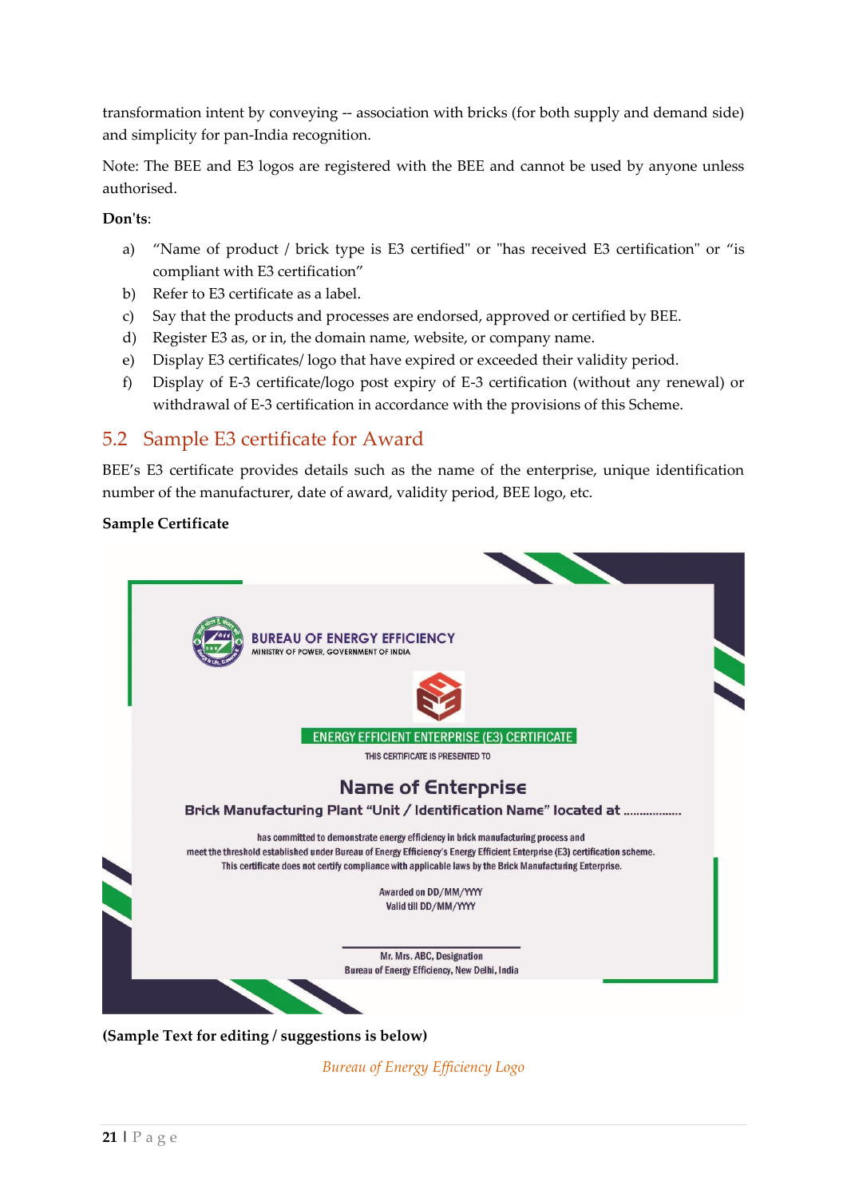transformation intent by conveying -- association with bricks (for both supply and demand side) and simplicity for pan-India recognition.

Note: The BEE and E3 logos are registered with the BEE and cannot be used by anyone unless authorised.

**Don'ts**:

a) "Name of product / brick type is E3 certified" or "has received E3 certification" or "is compliant with E3 certification"
b) Refer to E3 certificate as a label.
c) Say that the products and processes are endorsed, approved or certified by BEE.
d) Register E3 as, or in, the domain name, website, or company name.
e) Display E3 certificates/ logo that have expired or exceeded their validity period.
f) Display of E-3 certificate/logo post expiry of E-3 certification (without any renewal) or withdrawal of E-3 certification in accordance with the provisions of this Scheme.

## 5.2 Sample E3 certificate for Award

BEE's E3 certificate provides details such as the name of the enterprise, unique identification number of the manufacturer, date of award, validity period, BEE logo, etc.

**Sample Certificate**

BUREAU OF ENERGY EFFICIENCY
MINISTRY OF POWER, GOVERNMENT OF INDIA

ENERGY EFFICIENT ENTERPRISE (E3) CERTIFICATE

THIS CERTIFICATE IS PRESENTED TO

**Name of Enterprise**

**Brick Manufacturing Plant "Unit / Identification Name" located at ..................**

has committed to demonstrate energy efficiency in brick manufacturing process and meet the threshold established under Bureau of Energy Efficiency's Energy Efficient Enterprise (E3) certification scheme. This certificate does not certify compliance with applicable laws by the Brick Manufacturing Enterprise.

Awarded on DD/MM/YYYY
Valid till DD/MM/YYYY

Mr. Mrs. ABC, Designation
Bureau of Energy Efficiency, New Delhi, India

**(Sample Text for editing / suggestions is below)**

*Bureau of Energy Efficiency Logo*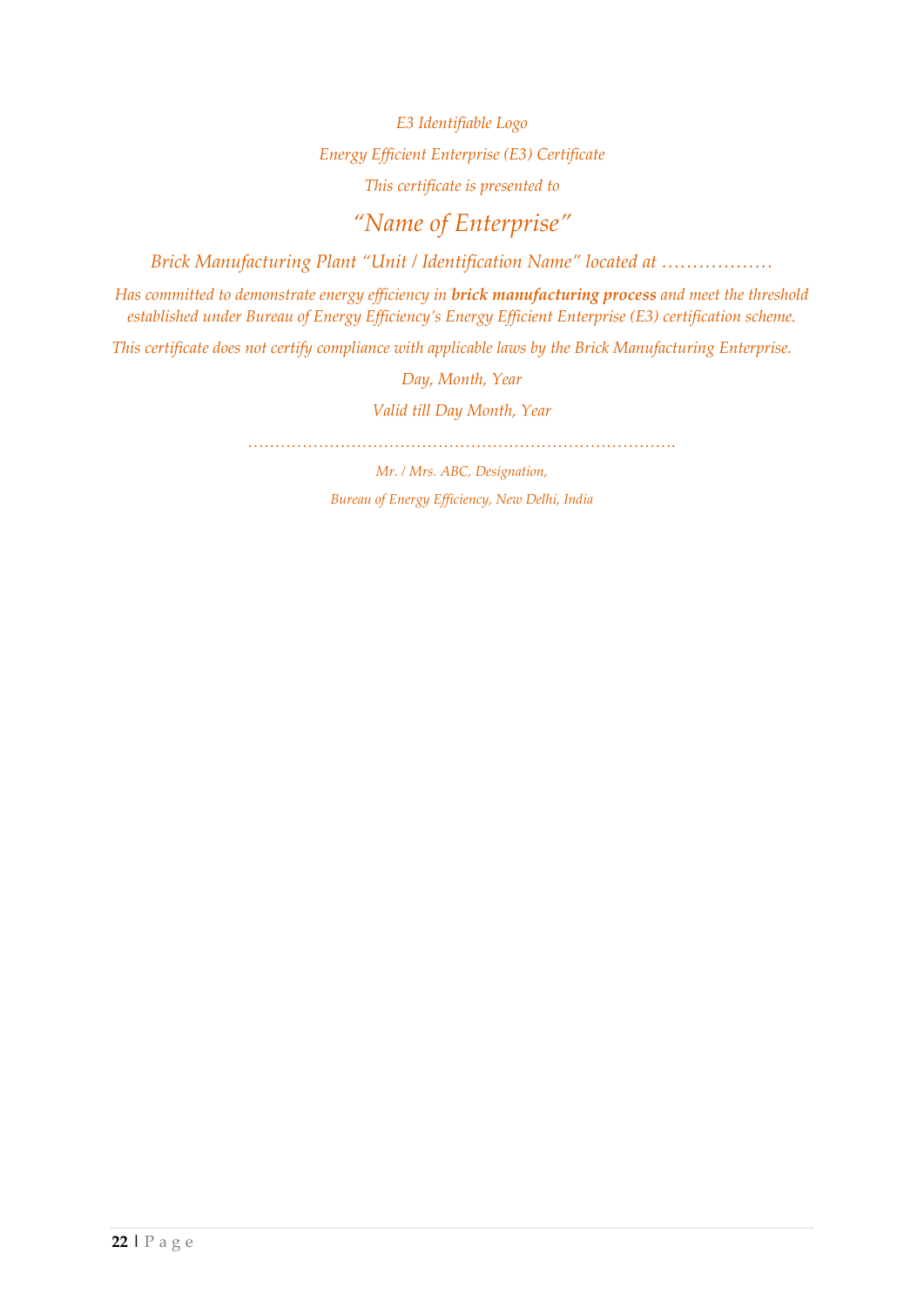*E3 Identifiable Logo*

*Energy Efficient Enterprise (E3) Certificate*

*This certificate is presented to*

## *“Name of Enterprise”*

*Brick Manufacturing Plant “Unit / Identification Name” located at ………………*

*Has committed to demonstrate energy efficiency in* ***brick manufacturing process*** *and meet the threshold established under Bureau of Energy Efficiency’s Energy Efficient Enterprise (E3) certification scheme.*

*This certificate does not certify compliance with applicable laws by the Brick Manufacturing Enterprise.*

*Day, Month, Year*

*Valid till Day Month, Year*

……………………………………………………………………

*Mr. / Mrs. ABC, Designation,*

*Bureau of Energy Efficiency, New Delhi, India*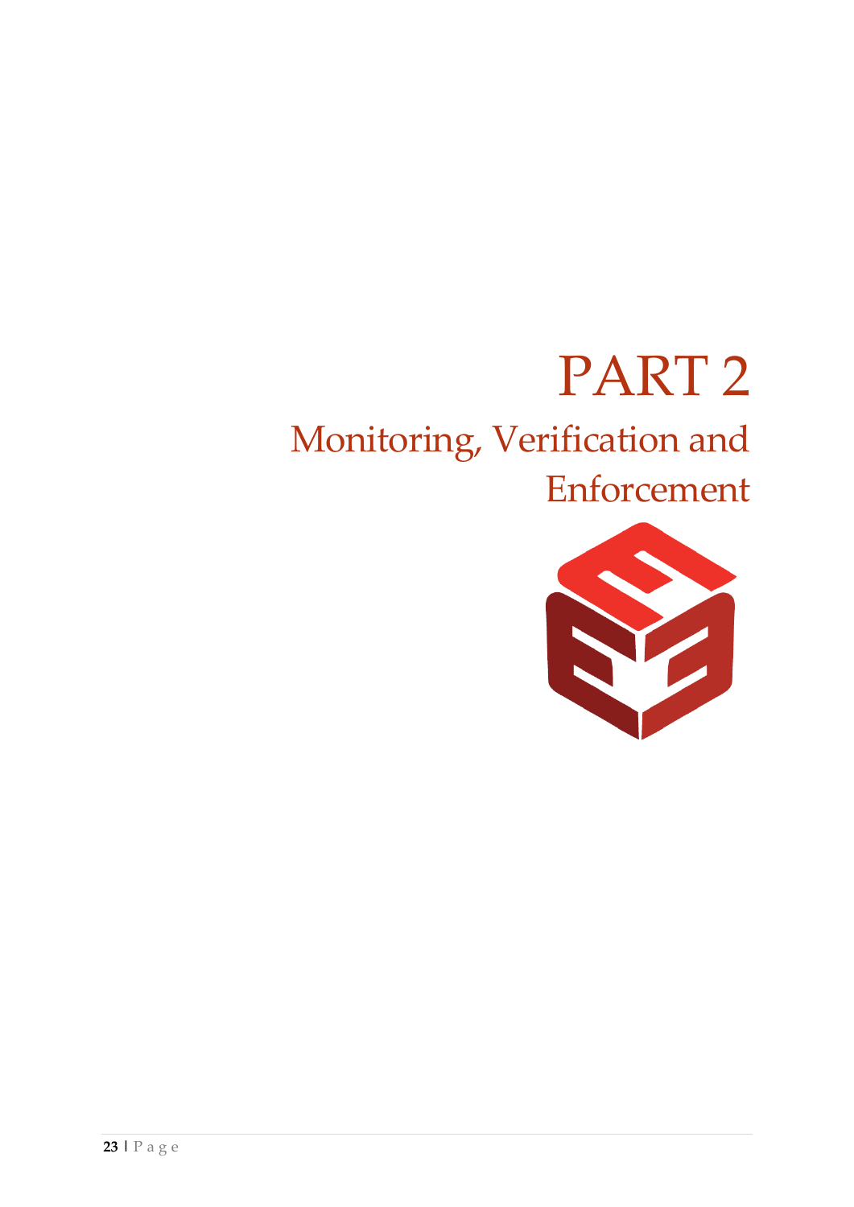# PART 2

## Monitoring, Verification and Enforcement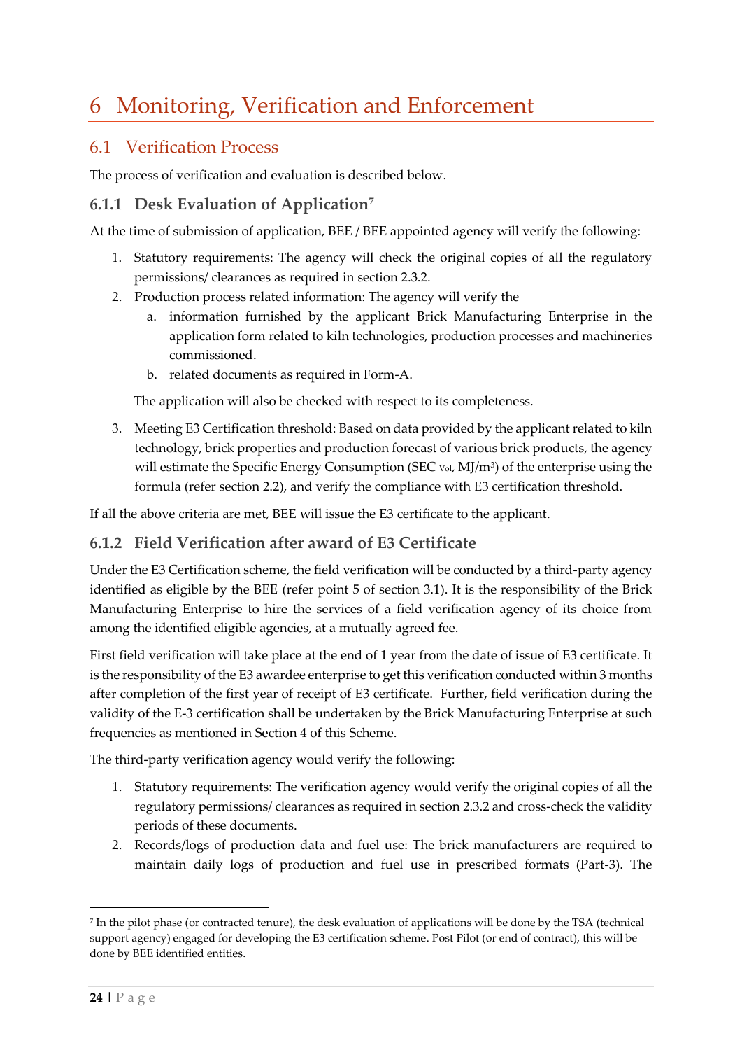# 6 Monitoring, Verification and Enforcement

## 6.1 Verification Process

The process of verification and evaluation is described below.

### 6.1.1 Desk Evaluation of Application[7]

At the time of submission of application, BEE / BEE appointed agency will verify the following:

1. Statutory requirements: The agency will check the original copies of all the regulatory permissions/ clearances as required in section 2.3.2.
2. Production process related information: The agency will verify the
   a. information furnished by the applicant Brick Manufacturing Enterprise in the application form related to kiln technologies, production processes and machineries commissioned.
   b. related documents as required in Form-A.

   The application will also be checked with respect to its completeness.

3. Meeting E3 Certification threshold: Based on data provided by the applicant related to kiln technology, brick properties and production forecast of various brick products, the agency will estimate the Specific Energy Consumption ($SEC_{Vol}$, $MJ/m^3$) of the enterprise using the formula (refer section 2.2), and verify the compliance with E3 certification threshold.

If all the above criteria are met, BEE will issue the E3 certificate to the applicant.

### 6.1.2 Field Verification after award of E3 Certificate

Under the E3 Certification scheme, the field verification will be conducted by a third-party agency identified as eligible by the BEE (refer point 5 of section 3.1). It is the responsibility of the Brick Manufacturing Enterprise to hire the services of a field verification agency of its choice from among the identified eligible agencies, at a mutually agreed fee.

First field verification will take place at the end of 1 year from the date of issue of E3 certificate. It is the responsibility of the E3 awardee enterprise to get this verification conducted within 3 months after completion of the first year of receipt of E3 certificate. Further, field verification during the validity of the E-3 certification shall be undertaken by the Brick Manufacturing Enterprise at such frequencies as mentioned in Section 4 of this Scheme.

The third-party verification agency would verify the following:

1. Statutory requirements: The verification agency would verify the original copies of all the regulatory permissions/ clearances as required in section 2.3.2 and cross-check the validity periods of these documents.
2. Records/logs of production data and fuel use: The brick manufacturers are required to maintain daily logs of production and fuel use in prescribed formats (Part-3). The

[7] In the pilot phase (or contracted tenure), the desk evaluation of applications will be done by the TSA (technical support agency) engaged for developing the E3 certification scheme. Post Pilot (or end of contract), this will be done by BEE identified entities.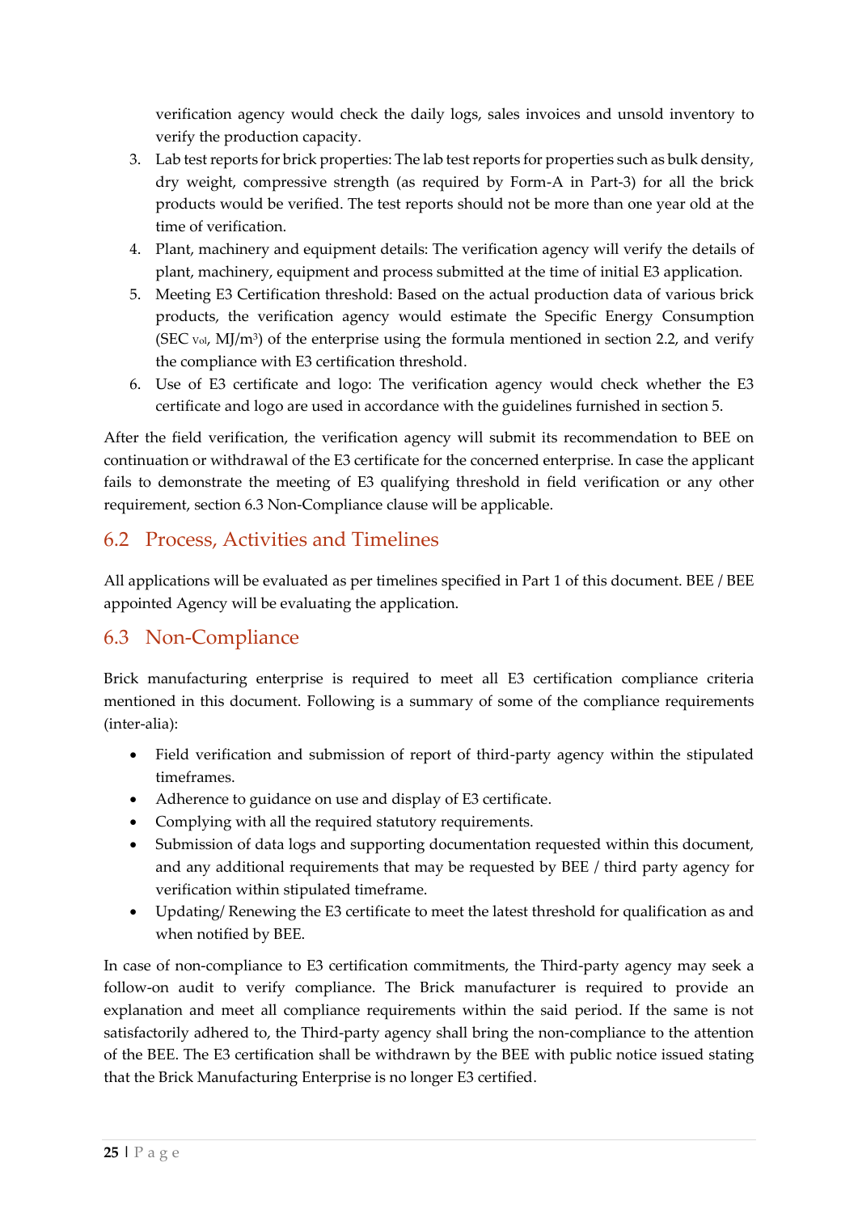verification agency would check the daily logs, sales invoices and unsold inventory to verify the production capacity.

3. Lab test reports for brick properties: The lab test reports for properties such as bulk density, dry weight, compressive strength (as required by Form-A in Part-3) for all the brick products would be verified. The test reports should not be more than one year old at the time of verification.
4. Plant, machinery and equipment details: The verification agency will verify the details of plant, machinery, equipment and process submitted at the time of initial E3 application.
5. Meeting E3 Certification threshold: Based on the actual production data of various brick products, the verification agency would estimate the Specific Energy Consumption ($SEC_{Vol}$, $MJ/m^3$) of the enterprise using the formula mentioned in section 2.2, and verify the compliance with E3 certification threshold.
6. Use of E3 certificate and logo: The verification agency would check whether the E3 certificate and logo are used in accordance with the guidelines furnished in section 5.

After the field verification, the verification agency will submit its recommendation to BEE on continuation or withdrawal of the E3 certificate for the concerned enterprise. In case the applicant fails to demonstrate the meeting of E3 qualifying threshold in field verification or any other requirement, section 6.3 Non-Compliance clause will be applicable.

## 6.2 Process, Activities and Timelines

All applications will be evaluated as per timelines specified in Part 1 of this document. BEE / BEE appointed Agency will be evaluating the application.

## 6.3 Non-Compliance

Brick manufacturing enterprise is required to meet all E3 certification compliance criteria mentioned in this document. Following is a summary of some of the compliance requirements (inter-alia):

- Field verification and submission of report of third-party agency within the stipulated timeframes.
- Adherence to guidance on use and display of E3 certificate.
- Complying with all the required statutory requirements.
- Submission of data logs and supporting documentation requested within this document, and any additional requirements that may be requested by BEE / third party agency for verification within stipulated timeframe.
- Updating/ Renewing the E3 certificate to meet the latest threshold for qualification as and when notified by BEE.

In case of non-compliance to E3 certification commitments, the Third-party agency may seek a follow-on audit to verify compliance. The Brick manufacturer is required to provide an explanation and meet all compliance requirements within the said period. If the same is not satisfactorily adhered to, the Third-party agency shall bring the non-compliance to the attention of the BEE. The E3 certification shall be withdrawn by the BEE with public notice issued stating that the Brick Manufacturing Enterprise is no longer E3 certified.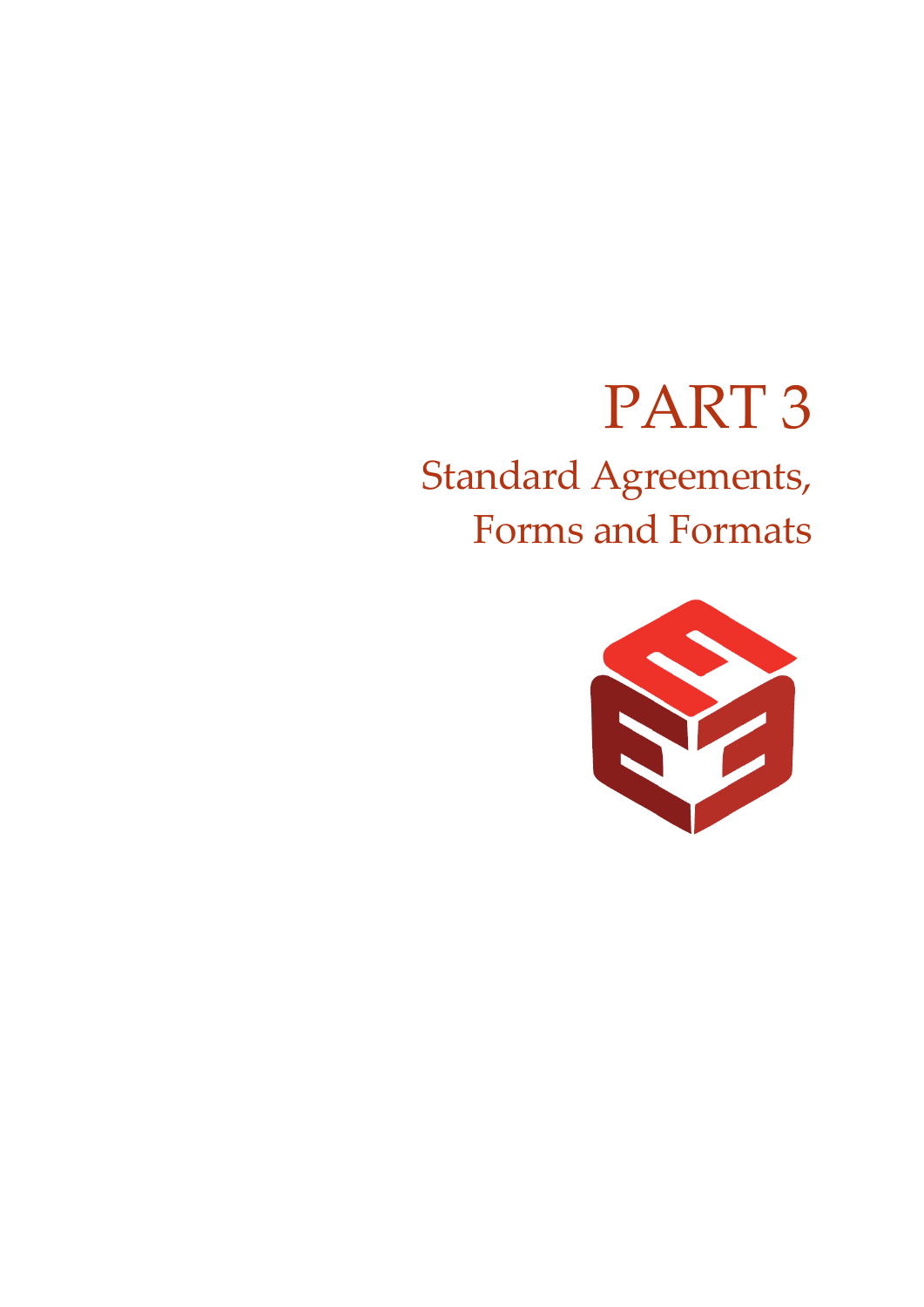# PART 3

## Standard Agreements, Forms and Formats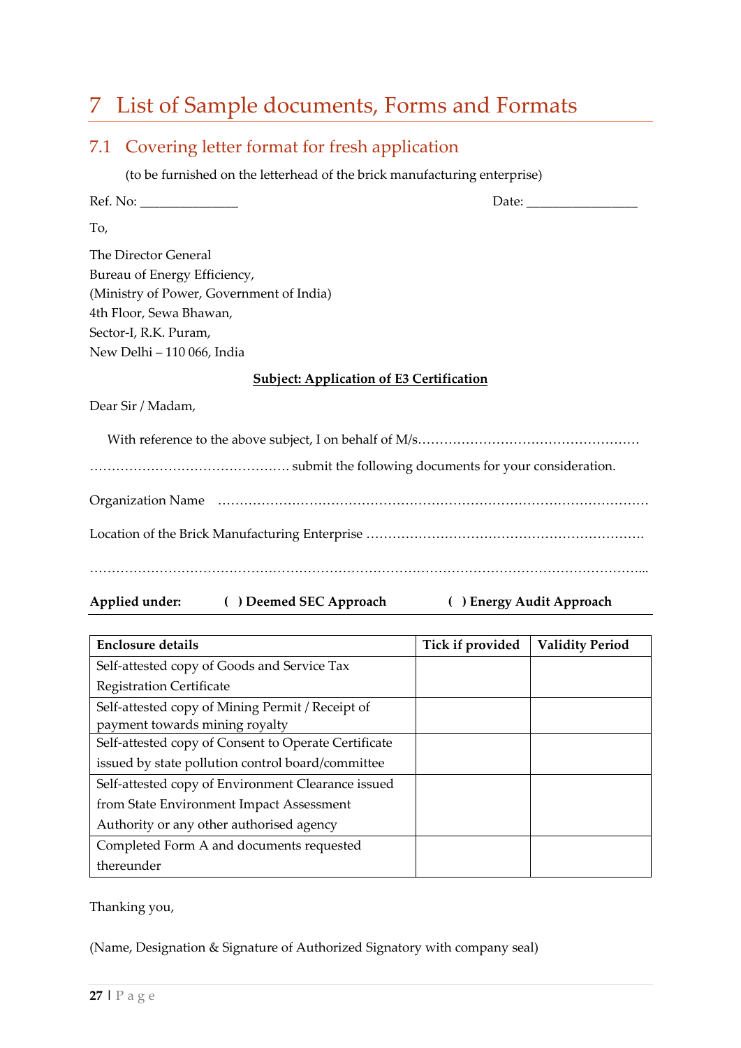# 7 List of Sample documents, Forms and Formats

## 7.1 Covering letter format for fresh application

(to be furnished on the letterhead of the brick manufacturing enterprise)

Ref. No: ______________ Date: ________________

To,

The Director General
Bureau of Energy Efficiency,
(Ministry of Power, Government of India)
4th Floor, Sewa Bhawan,
Sector-I, R.K. Puram,
New Delhi – 110 066, India

**Subject: Application of E3 Certification**

Dear Sir / Madam,

With reference to the above subject, I on behalf of M/s…………………………………………… ……………………………………… submit the following documents for your consideration.

Organization Name ……………………………………………………………………………………

Location of the Brick Manufacturing Enterprise ……………………………………………………….

…………………………………………………………………………………………………………...

**Applied under: ( ) Deemed SEC Approach ( ) Energy Audit Approach**

| Enclosure details | Tick if provided | Validity Period |
|---|---|---|
| Self-attested copy of Goods and Service Tax Registration Certificate | | |
| Self-attested copy of Mining Permit / Receipt of payment towards mining royalty | | |
| Self-attested copy of Consent to Operate Certificate issued by state pollution control board/committee | | |
| Self-attested copy of Environment Clearance issued from State Environment Impact Assessment Authority or any other authorised agency | | |
| Completed Form A and documents requested thereunder | | |

Thanking you,

(Name, Designation & Signature of Authorized Signatory with company seal)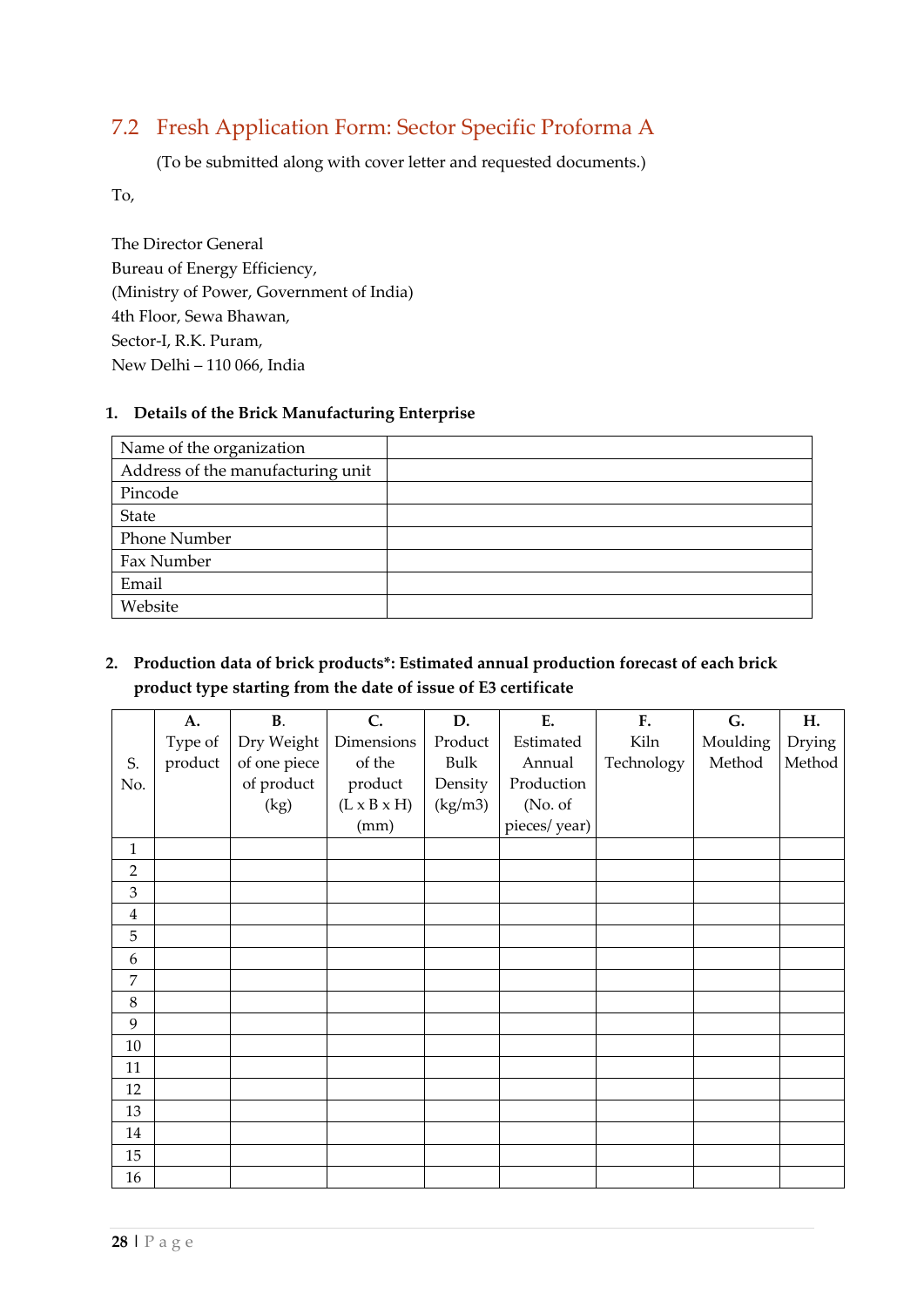## 7.2 Fresh Application Form: Sector Specific Proforma A

(To be submitted along with cover letter and requested documents.)

To,

The Director General
Bureau of Energy Efficiency,
(Ministry of Power, Government of India)
4th Floor, Sewa Bhawan,
Sector-I, R.K. Puram,
New Delhi – 110 066, India

**1. Details of the Brick Manufacturing Enterprise**

| Name of the organization | |
|---|---|
| Address of the manufacturing unit | |
| Pincode | |
| State | |
| Phone Number | |
| Fax Number | |
| Email | |
| Website | |

**2. Production data of brick products*: Estimated annual production forecast of each brick product type starting from the date of issue of E3 certificate**

| S. No. | A. Type of product | B. Dry Weight of one piece of product (kg) | C. Dimensions of the product (L x B x H) (mm) | D. Product Bulk Density (kg/m3) | E. Estimated Annual Production (No. of pieces/ year) | F. Kiln Technology | G. Moulding Method | H. Drying Method |
|---|---|---|---|---|---|---|---|---|
| 1 | | | | | | | | |
| 2 | | | | | | | | |
| 3 | | | | | | | | |
| 4 | | | | | | | | |
| 5 | | | | | | | | |
| 6 | | | | | | | | |
| 7 | | | | | | | | |
| 8 | | | | | | | | |
| 9 | | | | | | | | |
| 10 | | | | | | | | |
| 11 | | | | | | | | |
| 12 | | | | | | | | |
| 13 | | | | | | | | |
| 14 | | | | | | | | |
| 15 | | | | | | | | |
| 16 | | | | | | | | |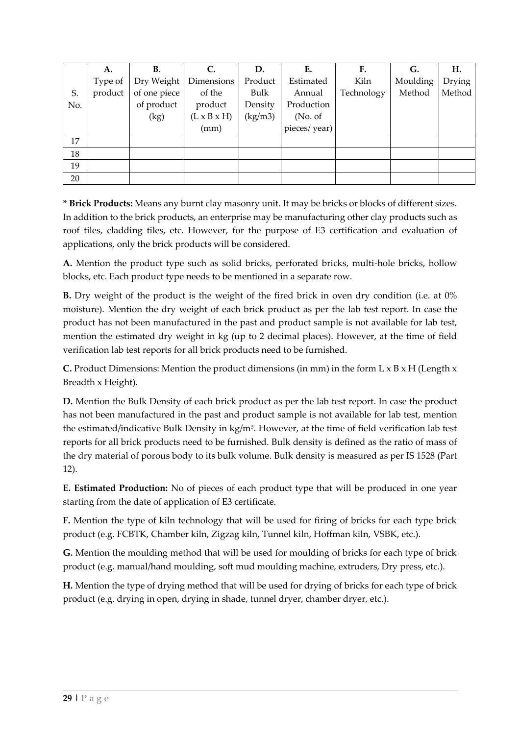| S. No. | A. Type of product | B. Dry Weight of one piece of product (kg) | C. Dimensions of the product (L x B x H) (mm) | D. Product Bulk Density (kg/m3) | E. Estimated Annual Production (No. of pieces/ year) | F. Kiln Technology | G. Moulding Method | H. Drying Method |
|---|---|---|---|---|---|---|---|---|
| 17 | | | | | | | | |
| 18 | | | | | | | | |
| 19 | | | | | | | | |
| 20 | | | | | | | | |

*** Brick Products:** Means any burnt clay masonry unit. It may be bricks or blocks of different sizes. In addition to the brick products, an enterprise may be manufacturing other clay products such as roof tiles, cladding tiles, etc. However, for the purpose of E3 certification and evaluation of applications, only the brick products will be considered.

**A.** Mention the product type such as solid bricks, perforated bricks, multi-hole bricks, hollow blocks, etc. Each product type needs to be mentioned in a separate row.

**B.** Dry weight of the product is the weight of the fired brick in oven dry condition (i.e. at 0% moisture). Mention the dry weight of each brick product as per the lab test report. In case the product has not been manufactured in the past and product sample is not available for lab test, mention the estimated dry weight in kg (up to 2 decimal places). However, at the time of field verification lab test reports for all brick products need to be furnished.

**C.** Product Dimensions: Mention the product dimensions (in mm) in the form L x B x H (Length x Breadth x Height).

**D.** Mention the Bulk Density of each brick product as per the lab test report. In case the product has not been manufactured in the past and product sample is not available for lab test, mention the estimated/indicative Bulk Density in kg/m$^3$. However, at the time of field verification lab test reports for all brick products need to be furnished. Bulk density is defined as the ratio of mass of the dry material of porous body to its bulk volume. Bulk density is measured as per IS 1528 (Part 12).

**E. Estimated Production:** No of pieces of each product type that will be produced in one year starting from the date of application of E3 certificate.

**F.** Mention the type of kiln technology that will be used for firing of bricks for each type brick product (e.g. FCBTK, Chamber kiln, Zigzag kiln, Tunnel kiln, Hoffman kiln, VSBK, etc.).

**G.** Mention the moulding method that will be used for moulding of bricks for each type of brick product (e.g. manual/hand moulding, soft mud moulding machine, extruders, Dry press, etc.).

**H.** Mention the type of drying method that will be used for drying of bricks for each type of brick product (e.g. drying in open, drying in shade, tunnel dryer, chamber dryer, etc.).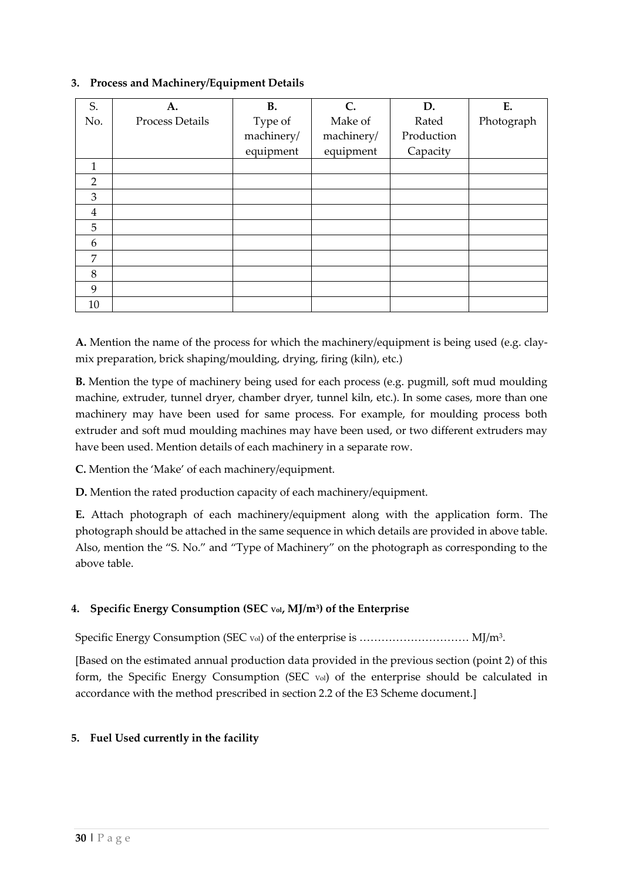## 3. Process and Machinery/Equipment Details

| S. No. | A. Process Details | B. Type of machinery/ equipment | C. Make of machinery/ equipment | D. Rated Production Capacity | E. Photograph |
|---|---|---|---|---|---|
| 1 | | | | | |
| 2 | | | | | |
| 3 | | | | | |
| 4 | | | | | |
| 5 | | | | | |
| 6 | | | | | |
| 7 | | | | | |
| 8 | | | | | |
| 9 | | | | | |
| 10 | | | | | |

**A.** Mention the name of the process for which the machinery/equipment is being used (e.g. clay-mix preparation, brick shaping/moulding, drying, firing (kiln), etc.)

**B.** Mention the type of machinery being used for each process (e.g. pugmill, soft mud moulding machine, extruder, tunnel dryer, chamber dryer, tunnel kiln, etc.). In some cases, more than one machinery may have been used for same process. For example, for moulding process both extruder and soft mud moulding machines may have been used, or two different extruders may have been used. Mention details of each machinery in a separate row.

**C.** Mention the 'Make' of each machinery/equipment.

**D.** Mention the rated production capacity of each machinery/equipment.

**E.** Attach photograph of each machinery/equipment along with the application form. The photograph should be attached in the same sequence in which details are provided in above table. Also, mention the "S. No." and "Type of Machinery" on the photograph as corresponding to the above table.

## 4. Specific Energy Consumption ($SEC_{Vol}$, $MJ/m^3$) of the Enterprise

Specific Energy Consumption ($SEC_{Vol}$) of the enterprise is ………………………… $MJ/m^3$.

[Based on the estimated annual production data provided in the previous section (point 2) of this form, the Specific Energy Consumption ($SEC_{Vol}$) of the enterprise should be calculated in accordance with the method prescribed in section 2.2 of the E3 Scheme document.]

## 5. Fuel Used currently in the facility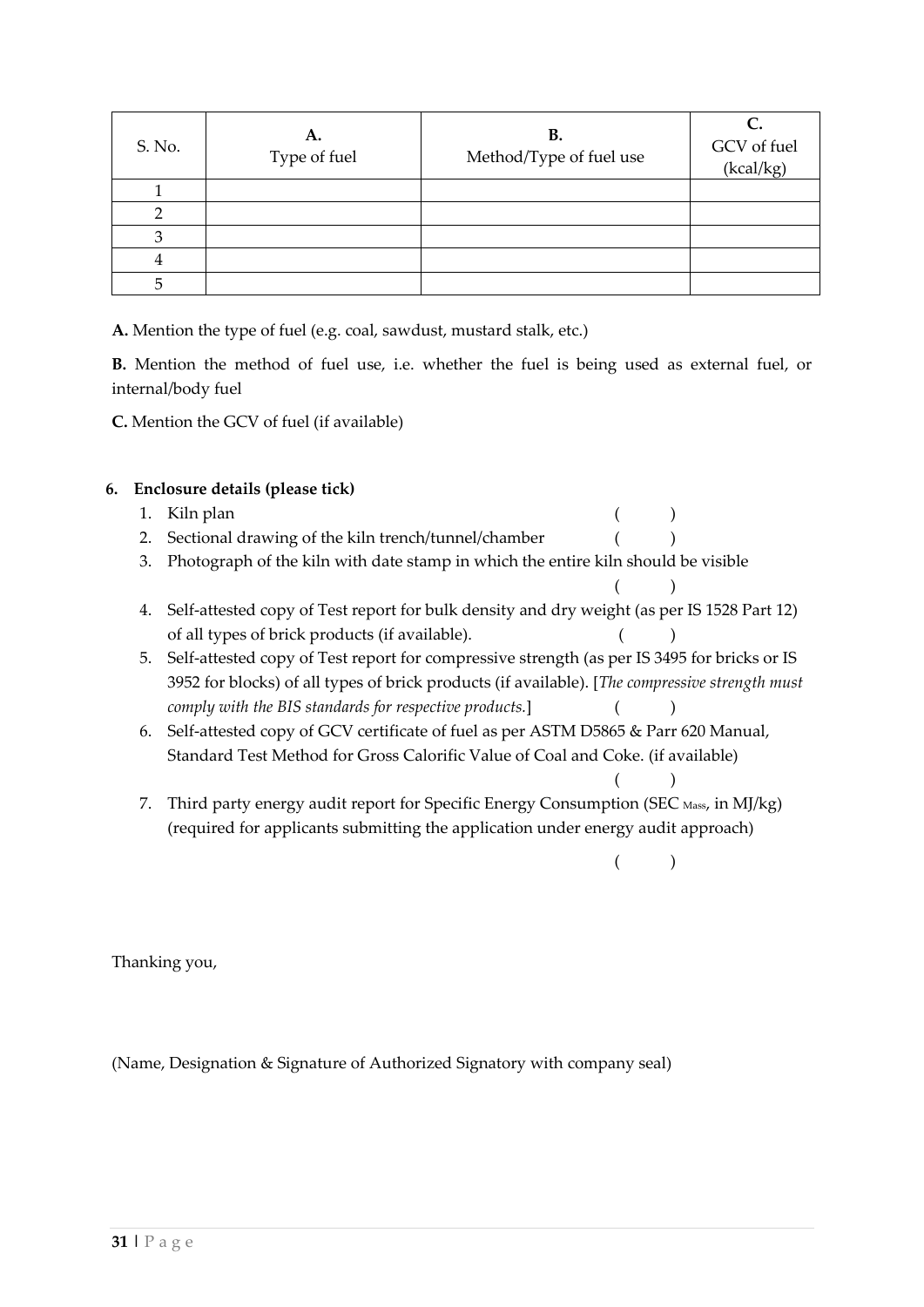| S. No. | A. Type of fuel | B. Method/Type of fuel use | C. GCV of fuel (kcal/kg) |
|---|---|---|---|
| 1 | | | |
| 2 | | | |
| 3 | | | |
| 4 | | | |
| 5 | | | |

**A.** Mention the type of fuel (e.g. coal, sawdust, mustard stalk, etc.)

**B.** Mention the method of fuel use, i.e. whether the fuel is being used as external fuel, or internal/body fuel

**C.** Mention the GCV of fuel (if available)

**6. Enclosure details (please tick)**

1. Kiln plan ( )
2. Sectional drawing of the kiln trench/tunnel/chamber ( )
3. Photograph of the kiln with date stamp in which the entire kiln should be visible ( )
4. Self-attested copy of Test report for bulk density and dry weight (as per IS 1528 Part 12) of all types of brick products (if available). ( )
5. Self-attested copy of Test report for compressive strength (as per IS 3495 for bricks or IS 3952 for blocks) of all types of brick products (if available). [*The compressive strength must comply with the BIS standards for respective products.*] ( )
6. Self-attested copy of GCV certificate of fuel as per ASTM D5865 & Parr 620 Manual, Standard Test Method for Gross Calorific Value of Coal and Coke. (if available) ( )
7. Third party energy audit report for Specific Energy Consumption ($SEC_{Mass}$, in MJ/kg) (required for applicants submitting the application under energy audit approach) ( )

Thanking you,

(Name, Designation & Signature of Authorized Signatory with company seal)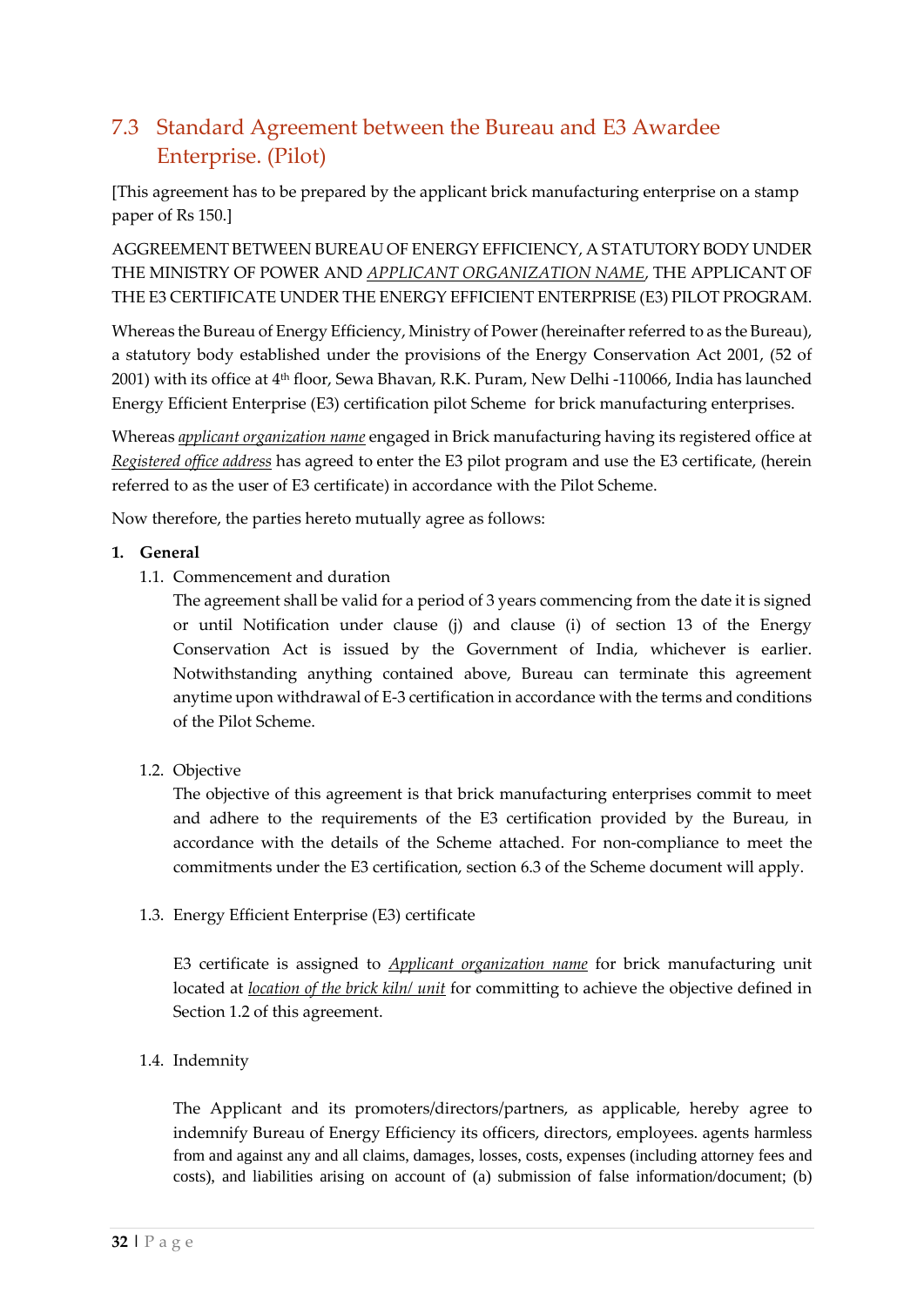## 7.3 Standard Agreement between the Bureau and E3 Awardee Enterprise. (Pilot)

[This agreement has to be prepared by the applicant brick manufacturing enterprise on a stamp paper of Rs 150.]

AGGREEMENT BETWEEN BUREAU OF ENERGY EFFICIENCY, A STATUTORY BODY UNDER THE MINISTRY OF POWER AND *APPLICANT ORGANIZATION NAME*, THE APPLICANT OF THE E3 CERTIFICATE UNDER THE ENERGY EFFICIENT ENTERPRISE (E3) PILOT PROGRAM.

Whereas the Bureau of Energy Efficiency, Ministry of Power (hereinafter referred to as the Bureau), a statutory body established under the provisions of the Energy Conservation Act 2001, (52 of 2001) with its office at 4th floor, Sewa Bhavan, R.K. Puram, New Delhi -110066, India has launched Energy Efficient Enterprise (E3) certification pilot Scheme for brick manufacturing enterprises.

Whereas *applicant organization name* engaged in Brick manufacturing having its registered office at *Registered office address* has agreed to enter the E3 pilot program and use the E3 certificate, (herein referred to as the user of E3 certificate) in accordance with the Pilot Scheme.

Now therefore, the parties hereto mutually agree as follows:

1. **General**

   1.1. Commencement and duration

   The agreement shall be valid for a period of 3 years commencing from the date it is signed or until Notification under clause (j) and clause (i) of section 13 of the Energy Conservation Act is issued by the Government of India, whichever is earlier. Notwithstanding anything contained above, Bureau can terminate this agreement anytime upon withdrawal of E-3 certification in accordance with the terms and conditions of the Pilot Scheme.

   1.2. Objective

   The objective of this agreement is that brick manufacturing enterprises commit to meet and adhere to the requirements of the E3 certification provided by the Bureau, in accordance with the details of the Scheme attached. For non-compliance to meet the commitments under the E3 certification, section 6.3 of the Scheme document will apply.

   1.3. Energy Efficient Enterprise (E3) certificate

   E3 certificate is assigned to *Applicant organization name* for brick manufacturing unit located at *location of the brick kiln/ unit* for committing to achieve the objective defined in Section 1.2 of this agreement.

   1.4. Indemnity

   The Applicant and its promoters/directors/partners, as applicable, hereby agree to indemnify Bureau of Energy Efficiency its officers, directors, employees. agents harmless from and against any and all claims, damages, losses, costs, expenses (including attorney fees and costs), and liabilities arising on account of (a) submission of false information/document; (b)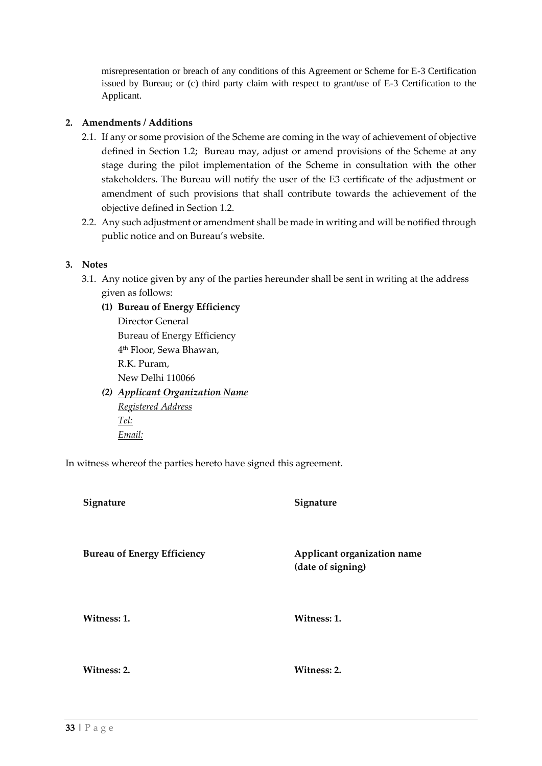misrepresentation or breach of any conditions of this Agreement or Scheme for E-3 Certification issued by Bureau; or (c) third party claim with respect to grant/use of E-3 Certification to the Applicant.

**2. Amendments / Additions**

2.1. If any or some provision of the Scheme are coming in the way of achievement of objective defined in Section 1.2; Bureau may, adjust or amend provisions of the Scheme at any stage during the pilot implementation of the Scheme in consultation with the other stakeholders. The Bureau will notify the user of the E3 certificate of the adjustment or amendment of such provisions that shall contribute towards the achievement of the objective defined in Section 1.2.

2.2. Any such adjustment or amendment shall be made in writing and will be notified through public notice and on Bureau's website.

**3. Notes**

3.1. Any notice given by any of the parties hereunder shall be sent in writing at the address given as follows:

**(1) Bureau of Energy Efficiency**
Director General
Bureau of Energy Efficiency
4th Floor, Sewa Bhawan,
R.K. Puram,
New Delhi 110066

***(2) Applicant Organization Name***
*Registered Address*
*Tel:*
*Email:*

In witness whereof the parties hereto have signed this agreement.

| **Signature** | **Signature** |
|---|---|
| **Bureau of Energy Efficiency** | **Applicant organization name (date of signing)** |
| **Witness: 1.** | **Witness: 1.** |
| **Witness: 2.** | **Witness: 2.** |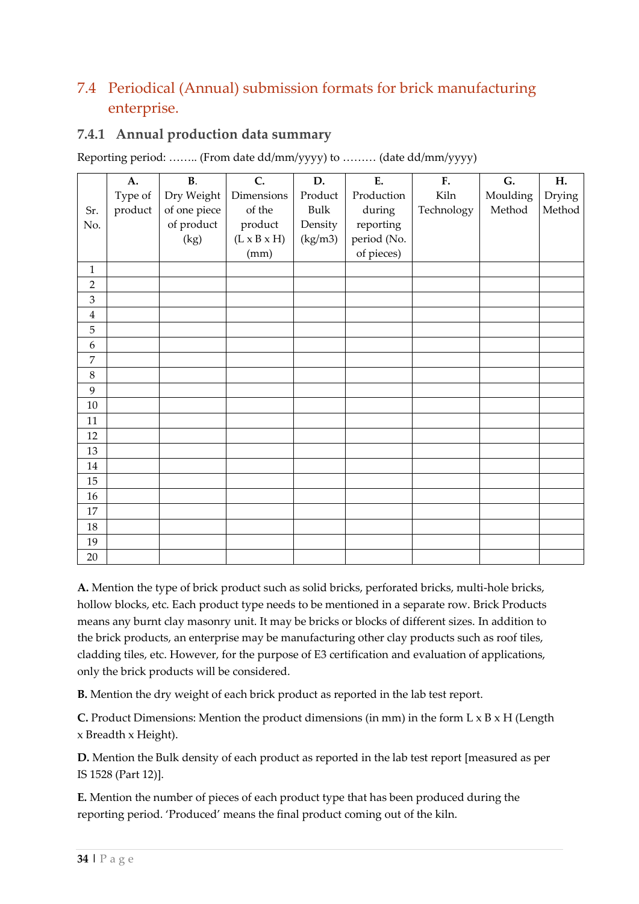## 7.4 Periodical (Annual) submission formats for brick manufacturing enterprise.

### 7.4.1 Annual production data summary

Reporting period: …….. (From date dd/mm/yyyy) to ……… (date dd/mm/yyyy)

| Sr. No. | A. Type of product | B. Dry Weight of one piece of product (kg) | C. Dimensions of the product (L x B x H) (mm) | D. Product Bulk Density (kg/m3) | E. Production during reporting period (No. of pieces) | F. Kiln Technology | G. Moulding Method | H. Drying Method |
|---|---|---|---|---|---|---|---|---|
| 1 | | | | | | | | |
| 2 | | | | | | | | |
| 3 | | | | | | | | |
| 4 | | | | | | | | |
| 5 | | | | | | | | |
| 6 | | | | | | | | |
| 7 | | | | | | | | |
| 8 | | | | | | | | |
| 9 | | | | | | | | |
| 10 | | | | | | | | |
| 11 | | | | | | | | |
| 12 | | | | | | | | |
| 13 | | | | | | | | |
| 14 | | | | | | | | |
| 15 | | | | | | | | |
| 16 | | | | | | | | |
| 17 | | | | | | | | |
| 18 | | | | | | | | |
| 19 | | | | | | | | |
| 20 | | | | | | | | |

**A.** Mention the type of brick product such as solid bricks, perforated bricks, multi-hole bricks, hollow blocks, etc. Each product type needs to be mentioned in a separate row. Brick Products means any burnt clay masonry unit. It may be bricks or blocks of different sizes. In addition to the brick products, an enterprise may be manufacturing other clay products such as roof tiles, cladding tiles, etc. However, for the purpose of E3 certification and evaluation of applications, only the brick products will be considered.

**B.** Mention the dry weight of each brick product as reported in the lab test report.

**C.** Product Dimensions: Mention the product dimensions (in mm) in the form L x B x H (Length x Breadth x Height).

**D.** Mention the Bulk density of each product as reported in the lab test report [measured as per IS 1528 (Part 12)].

**E.** Mention the number of pieces of each product type that has been produced during the reporting period. 'Produced' means the final product coming out of the kiln.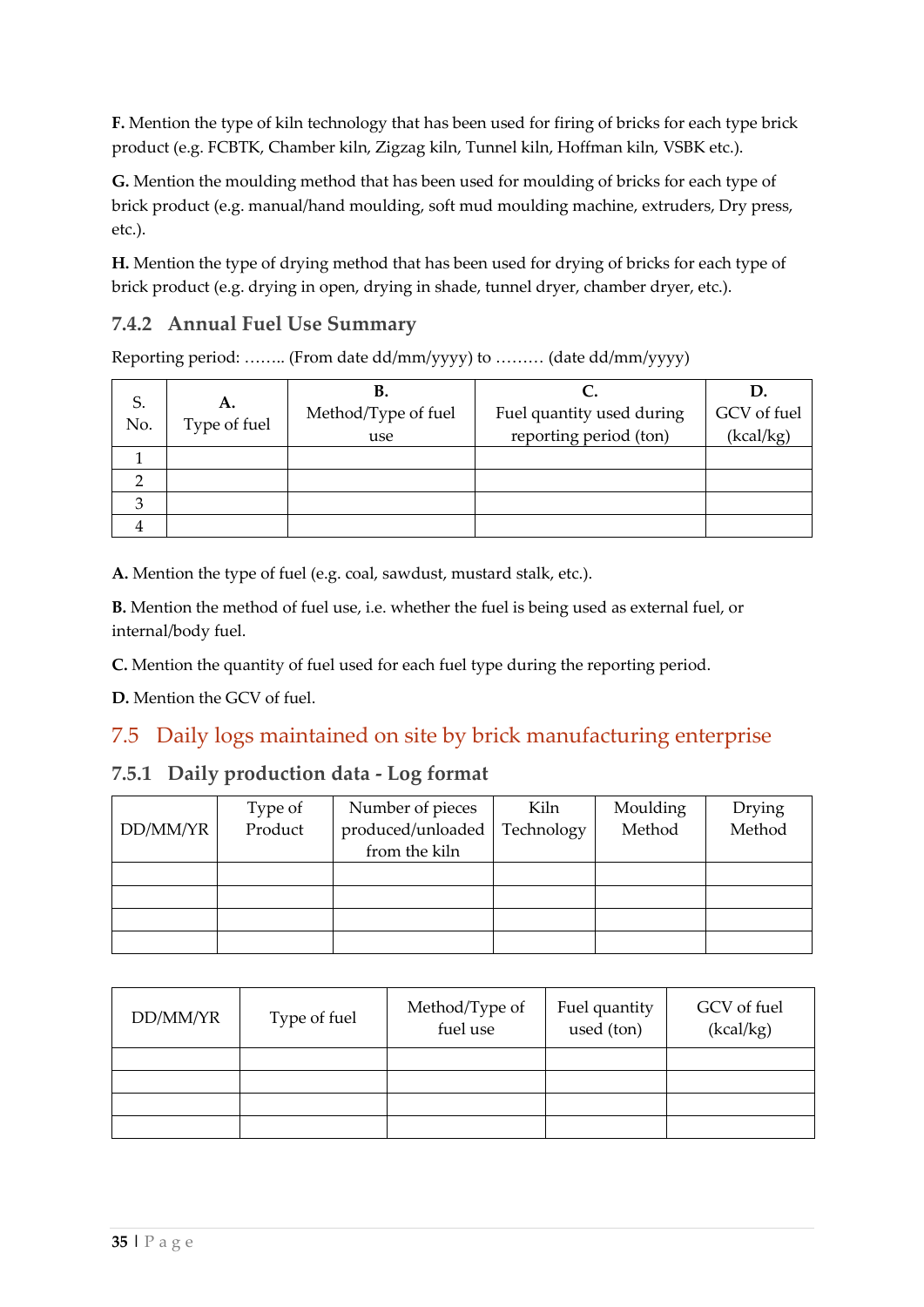**F.** Mention the type of kiln technology that has been used for firing of bricks for each type brick product (e.g. FCBTK, Chamber kiln, Zigzag kiln, Tunnel kiln, Hoffman kiln, VSBK etc.).

**G.** Mention the moulding method that has been used for moulding of bricks for each type of brick product (e.g. manual/hand moulding, soft mud moulding machine, extruders, Dry press, etc.).

**H.** Mention the type of drying method that has been used for drying of bricks for each type of brick product (e.g. drying in open, drying in shade, tunnel dryer, chamber dryer, etc.).

### 7.4.2 Annual Fuel Use Summary

Reporting period: …….. (From date dd/mm/yyyy) to ……… (date dd/mm/yyyy)

| S. No. | **A.** Type of fuel | **B.** Method/Type of fuel use | **C.** Fuel quantity used during reporting period (ton) | **D.** GCV of fuel (kcal/kg) |
|---|---|---|---|---|
| 1 | | | | |
| 2 | | | | |
| 3 | | | | |
| 4 | | | | |

**A.** Mention the type of fuel (e.g. coal, sawdust, mustard stalk, etc.).

**B.** Mention the method of fuel use, i.e. whether the fuel is being used as external fuel, or internal/body fuel.

**C.** Mention the quantity of fuel used for each fuel type during the reporting period.

**D.** Mention the GCV of fuel.

## 7.5 Daily logs maintained on site by brick manufacturing enterprise

### 7.5.1 Daily production data - Log format

| DD/MM/YR | Type of Product | Number of pieces produced/unloaded from the kiln | Kiln Technology | Moulding Method | Drying Method |
|---|---|---|---|---|---|
| | | | | | |
| | | | | | |
| | | | | | |
| | | | | | |

| DD/MM/YR | Type of fuel | Method/Type of fuel use | Fuel quantity used (ton) | GCV of fuel (kcal/kg) |
|---|---|---|---|---|
| | | | | |
| | | | | |
| | | | | |
| | | | | |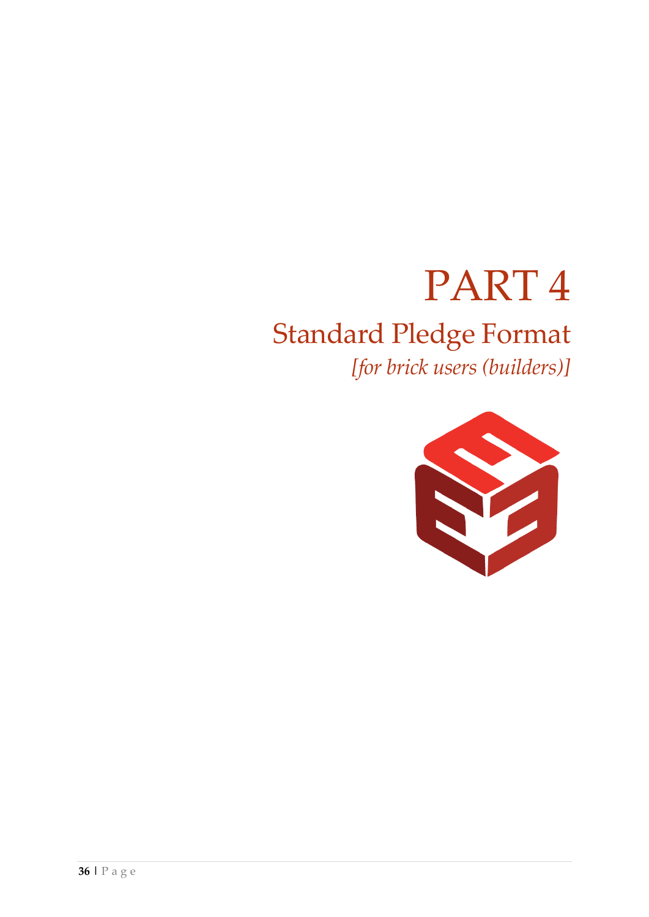# PART 4

## Standard Pledge Format

*[for brick users (builders)]*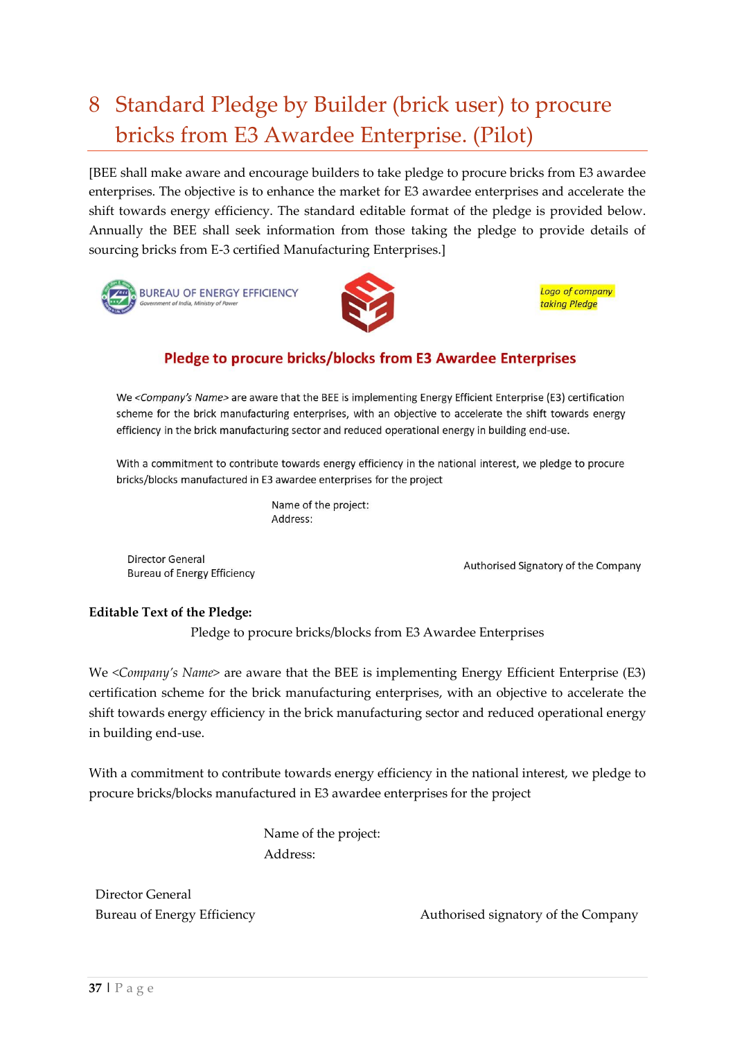# 8 Standard Pledge by Builder (brick user) to procure bricks from E3 Awardee Enterprise. (Pilot)

[BEE shall make aware and encourage builders to take pledge to procure bricks from E3 awardee enterprises. The objective is to enhance the market for E3 awardee enterprises and accelerate the shift towards energy efficiency. The standard editable format of the pledge is provided below. Annually the BEE shall seek information from those taking the pledge to provide details of sourcing bricks from E-3 certified Manufacturing Enterprises.]

BUREAU OF ENERGY EFFICIENCY
Government of India, Ministry of Power

*Logo of company taking Pledge*

**Pledge to procure bricks/blocks from E3 Awardee Enterprises**

We <*Company's Name*> are aware that the BEE is implementing Energy Efficient Enterprise (E3) certification scheme for the brick manufacturing enterprises, with an objective to accelerate the shift towards energy efficiency in the brick manufacturing sector and reduced operational energy in building end-use.

With a commitment to contribute towards energy efficiency in the national interest, we pledge to procure bricks/blocks manufactured in E3 awardee enterprises for the project

Name of the project:
Address:

Director General
Bureau of Energy Efficiency

Authorised Signatory of the Company

**Editable Text of the Pledge:**

Pledge to procure bricks/blocks from E3 Awardee Enterprises

We <*Company's Name*> are aware that the BEE is implementing Energy Efficient Enterprise (E3) certification scheme for the brick manufacturing enterprises, with an objective to accelerate the shift towards energy efficiency in the brick manufacturing sector and reduced operational energy in building end-use.

With a commitment to contribute towards energy efficiency in the national interest, we pledge to procure bricks/blocks manufactured in E3 awardee enterprises for the project

Name of the project:
Address:

Director General
Bureau of Energy Efficiency

Authorised signatory of the Company